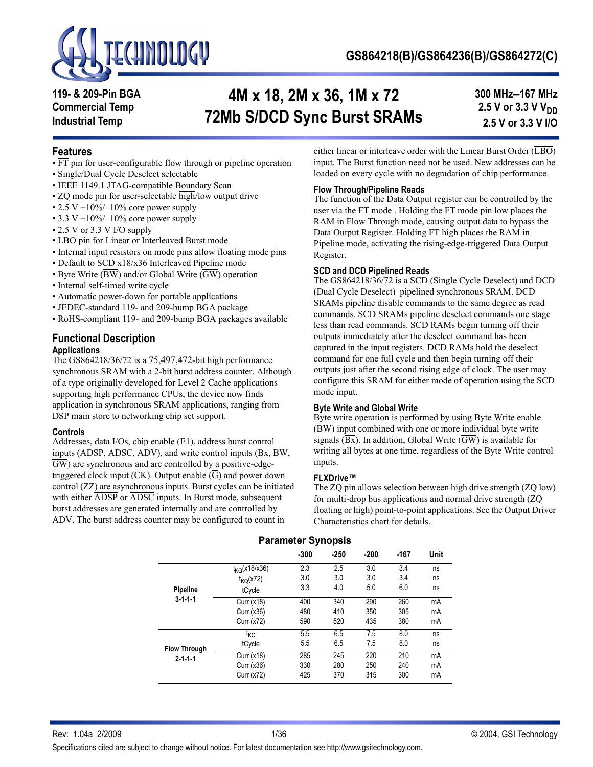# GS864218(B)/GS864236(B)/GS864272(C)

**119- & 209-Pin BGA**
**Commercial Temp**
**Industrial Temp**

## 4M x 18, 2M x 36, 1M x 72 72Mb S/DCD Sync Burst SRAMs

**300 MHz–167 MHz**
**2.5 V or 3.3 V $V_{DD}$**
**2.5 V or 3.3 V I/O**

## Features

- FT pin for user-configurable flow through or pipeline operation
- Single/Dual Cycle Deselect selectable
- IEEE 1149.1 JTAG-compatible Boundary Scan
- ZQ mode pin for user-selectable high/low output drive
- 2.5 V +10%/–10% core power supply
- 3.3 V +10%/–10% core power supply
- 2.5 V or 3.3 V I/O supply
- LBO pin for Linear or Interleaved Burst mode
- Internal input resistors on mode pins allow floating mode pins
- Default to SCD x18/x36 Interleaved Pipeline mode
- Byte Write (BW) and/or Global Write (GW) operation
- Internal self-timed write cycle
- Automatic power-down for portable applications
- JEDEC-standard 119- and 209-bump BGA package
- RoHS-compliant 119- and 209-bump BGA packages available

## Functional Description

### Applications

The GS864218/36/72 is a 75,497,472-bit high performance synchronous SRAM with a 2-bit burst address counter. Although of a type originally developed for Level 2 Cache applications supporting high performance CPUs, the device now finds application in synchronous SRAM applications, ranging from DSP main store to networking chip set support.

### Controls

Addresses, data I/Os, chip enable (E1), address burst control inputs (ADSP, ADSC, ADV), and write control inputs (Bx, BW, GW) are synchronous and are controlled by a positive-edge-triggered clock input (CK). Output enable (G) and power down control (ZZ) are asynchronous inputs. Burst cycles can be initiated with either ADSP or ADSC inputs. In Burst mode, subsequent burst addresses are generated internally and are controlled by ADV. The burst address counter may be configured to count in either linear or interleave order with the Linear Burst Order (LBO) input. The Burst function need not be used. New addresses can be loaded on every cycle with no degradation of chip performance.

### Flow Through/Pipeline Reads

The function of the Data Output register can be controlled by the user via the FT mode . Holding the FT mode pin low places the RAM in Flow Through mode, causing output data to bypass the Data Output Register. Holding FT high places the RAM in Pipeline mode, activating the rising-edge-triggered Data Output Register.

### SCD and DCD Pipelined Reads

The GS864218/36/72 is a SCD (Single Cycle Deselect) and DCD (Dual Cycle Deselect) pipelined synchronous SRAM. DCD SRAMs pipeline disable commands to the same degree as read commands. SCD SRAMs pipeline deselect commands one stage less than read commands. SCD RAMs begin turning off their outputs immediately after the deselect command has been captured in the input registers. DCD RAMs hold the deselect command for one full cycle and then begin turning off their outputs just after the second rising edge of clock. The user may configure this SRAM for either mode of operation using the SCD mode input.

### Byte Write and Global Write

Byte write operation is performed by using Byte Write enable (BW) input combined with one or more individual byte write signals (Bx). In addition, Global Write (GW) is available for writing all bytes at one time, regardless of the Byte Write control inputs.

### FLXDrive™

The ZQ pin allows selection between high drive strength (ZQ low) for multi-drop bus applications and normal drive strength (ZQ floating or high) point-to-point applications. See the Output Driver Characteristics chart for details.

### Parameter Synopsis

| | | -300 | -250 | -200 | -167 | Unit |
|---|---|---|---|---|---|---|
| Pipeline 3-1-1-1 | $t_{KQ}$(x18/x36) | 2.3 | 2.5 | 3.0 | 3.4 | ns |
| | $t_{KQ}$(x72) | 3.0 | 3.0 | 3.0 | 3.4 | ns |
| | tCycle | 3.3 | 4.0 | 5.0 | 6.0 | ns |
| | Curr (x18) | 400 | 340 | 290 | 260 | mA |
| | Curr (x36) | 480 | 410 | 350 | 305 | mA |
| | Curr (x72) | 590 | 520 | 435 | 380 | mA |
| Flow Through 2-1-1-1 | $t_{KQ}$ | 5.5 | 6.5 | 7.5 | 8.0 | ns |
| | tCycle | 5.5 | 6.5 | 7.5 | 8.0 | ns |
| | Curr (x18) | 285 | 245 | 220 | 210 | mA |
| | Curr (x36) | 330 | 280 | 250 | 240 | mA |
| | Curr (x72) | 425 | 370 | 315 | 300 | mA |

Rev: 1.04a 2/2009 © 2004, GSI Technology

Specifications cited are subject to change without notice. For latest documentation see http://www.gsitechnology.com.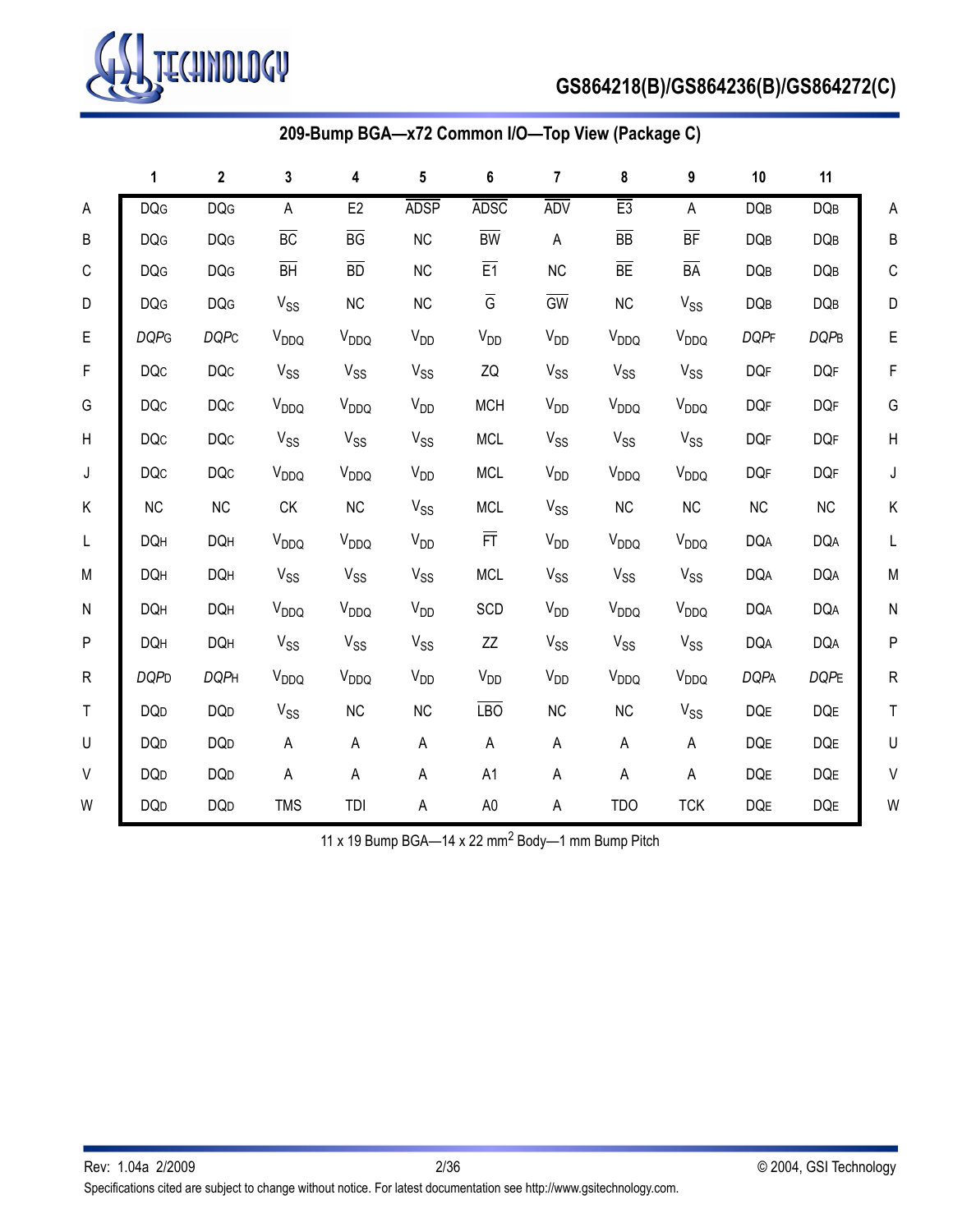## 209-Bump BGA—x72 Common I/O—Top View (Package C)

| | 1 | 2 | 3 | 4 | 5 | 6 | 7 | 8 | 9 | 10 | 11 | |
|---|---|---|---|---|---|---|---|---|---|---|---|---|
| A | DQG | DQG | A | E2 | ADSP | ADSC | ADV | E3 | A | DQB | DQB | A |
| B | DQG | DQG | BC | BG | NC | BW | A | BB | BF | DQB | DQB | B |
| C | DQG | DQG | BH | BD | NC | E1 | NC | BE | BA | DQB | DQB | C |
| D | DQG | DQG | $V_{SS}$ | NC | NC | G | GW | NC | $V_{SS}$ | DQB | DQB | D |
| E | *DQPG* | *DQPC* | $V_{DDQ}$ | $V_{DDQ}$ | $V_{DD}$ | $V_{DD}$ | $V_{DD}$ | $V_{DDQ}$ | $V_{DDQ}$ | *DQPF* | *DQPB* | E |
| F | DQC | DQC | $V_{SS}$ | $V_{SS}$ | $V_{SS}$ | ZQ | $V_{SS}$ | $V_{SS}$ | $V_{SS}$ | DQF | DQF | F |
| G | DQC | DQC | $V_{DDQ}$ | $V_{DDQ}$ | $V_{DD}$ | MCH | $V_{DD}$ | $V_{DDQ}$ | $V_{DDQ}$ | DQF | DQF | G |
| H | DQC | DQC | $V_{SS}$ | $V_{SS}$ | $V_{SS}$ | MCL | $V_{SS}$ | $V_{SS}$ | $V_{SS}$ | DQF | DQF | H |
| J | DQC | DQC | $V_{DDQ}$ | $V_{DDQ}$ | $V_{DD}$ | MCL | $V_{DD}$ | $V_{DDQ}$ | $V_{DDQ}$ | DQF | DQF | J |
| K | NC | NC | CK | NC | $V_{SS}$ | MCL | $V_{SS}$ | NC | NC | NC | NC | K |
| L | DQH | DQH | $V_{DDQ}$ | $V_{DDQ}$ | $V_{DD}$ | FT | $V_{DD}$ | $V_{DDQ}$ | $V_{DDQ}$ | DQA | DQA | L |
| M | DQH | DQH | $V_{SS}$ | $V_{SS}$ | $V_{SS}$ | MCL | $V_{SS}$ | $V_{SS}$ | $V_{SS}$ | DQA | DQA | M |
| N | DQH | DQH | $V_{DDQ}$ | $V_{DDQ}$ | $V_{DD}$ | SCD | $V_{DD}$ | $V_{DDQ}$ | $V_{DDQ}$ | DQA | DQA | N |
| P | DQH | DQH | $V_{SS}$ | $V_{SS}$ | $V_{SS}$ | ZZ | $V_{SS}$ | $V_{SS}$ | $V_{SS}$ | DQA | DQA | P |
| R | *DQPD* | *DQPH* | $V_{DDQ}$ | $V_{DDQ}$ | $V_{DD}$ | $V_{DD}$ | $V_{DD}$ | $V_{DDQ}$ | $V_{DDQ}$ | *DQPA* | *DQPE* | R |
| T | DQD | DQD | $V_{SS}$ | NC | NC | LBO | NC | NC | $V_{SS}$ | DQE | DQE | T |
| U | DQD | DQD | A | A | A | A | A | A | A | DQE | DQE | U |
| V | DQD | DQD | A | A | A | A1 | A | A | A | DQE | DQE | V |
| W | DQD | DQD | TMS | TDI | A | A0 | A | TDO | TCK | DQE | DQE | W |

11 x 19 Bump BGA—14 x 22 mm$^2$ Body—1 mm Bump Pitch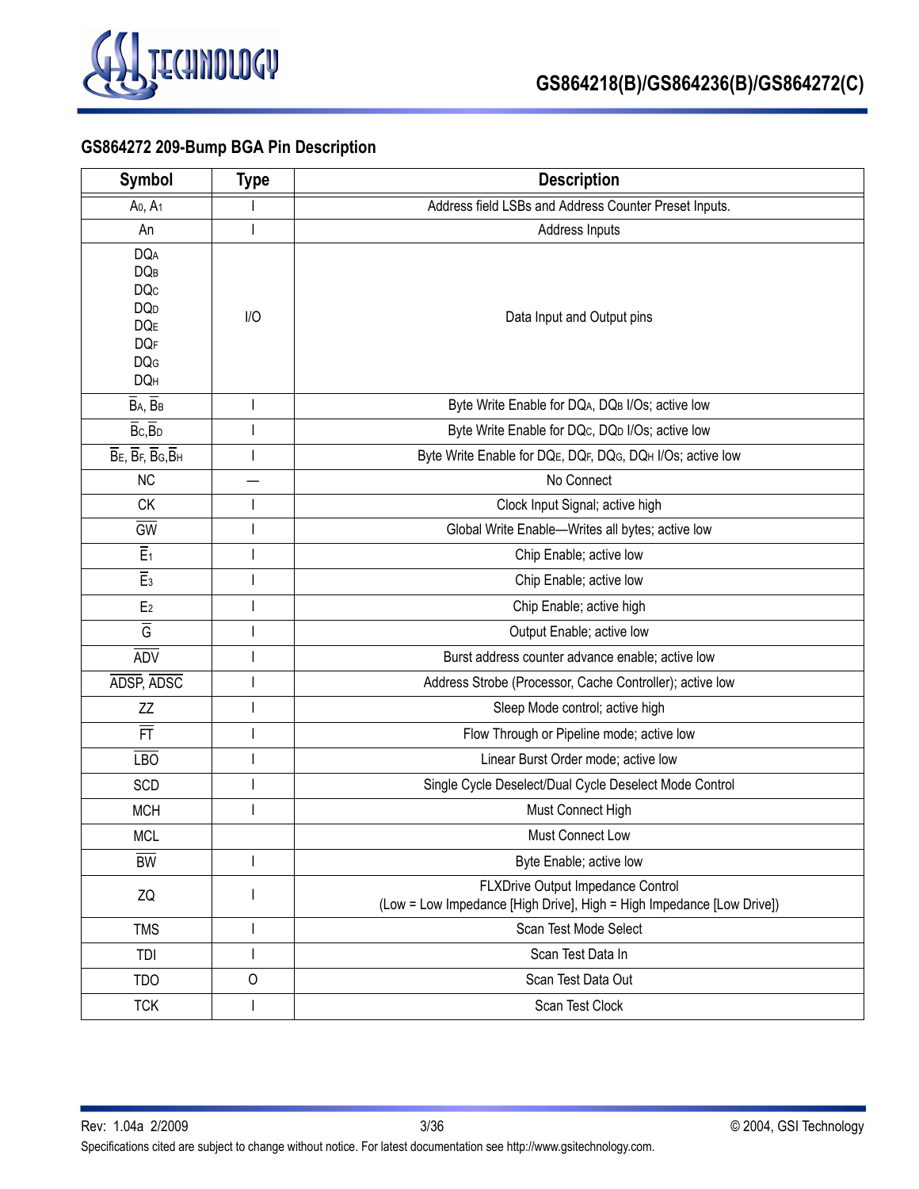### GS864272 209-Bump BGA Pin Description

| Symbol | Type | Description |
|---|---|---|
| $A_0$, $A_1$ | I | Address field LSBs and Address Counter Preset Inputs. |
| An | I | Address Inputs |
| $DQ_A$<br>$DQ_B$<br>$DQ_C$<br>$DQ_D$<br>$DQ_E$<br>$DQ_F$<br>$DQ_G$<br>$DQ_H$ | I/O | Data Input and Output pins |
| $\overline{B}_A$, $\overline{B}_B$ | I | Byte Write Enable for $DQ_A$, $DQ_B$ I/Os; active low |
| $\overline{B}_C$,$\overline{B}_D$ | I | Byte Write Enable for $DQ_C$, $DQ_D$ I/Os; active low |
| $\overline{B}_E$, $\overline{B}_F$, $\overline{B}_G$,$\overline{B}_H$ | I | Byte Write Enable for $DQ_E$, $DQ_F$, $DQ_G$, $DQ_H$ I/Os; active low |
| NC | — | No Connect |
| CK | I | Clock Input Signal; active high |
| $\overline{GW}$ | I | Global Write Enable—Writes all bytes; active low |
| $\overline{E}_1$ | I | Chip Enable; active low |
| $\overline{E}_3$ | I | Chip Enable; active low |
| $E_2$ | I | Chip Enable; active high |
| $\overline{G}$ | I | Output Enable; active low |
| $\overline{ADV}$ | I | Burst address counter advance enable; active low |
| $\overline{ADSP}$, $\overline{ADSC}$ | I | Address Strobe (Processor, Cache Controller); active low |
| ZZ | I | Sleep Mode control; active high |
| $\overline{FT}$ | I | Flow Through or Pipeline mode; active low |
| $\overline{LBO}$ | I | Linear Burst Order mode; active low |
| SCD | I | Single Cycle Deselect/Dual Cycle Deselect Mode Control |
| MCH | I | Must Connect High |
| MCL | | Must Connect Low |
| $\overline{BW}$ | I | Byte Enable; active low |
| ZQ | I | FLXDrive Output Impedance Control<br>(Low = Low Impedance [High Drive], High = High Impedance [Low Drive]) |
| TMS | I | Scan Test Mode Select |
| TDI | I | Scan Test Data In |
| TDO | O | Scan Test Data Out |
| TCK | I | Scan Test Clock |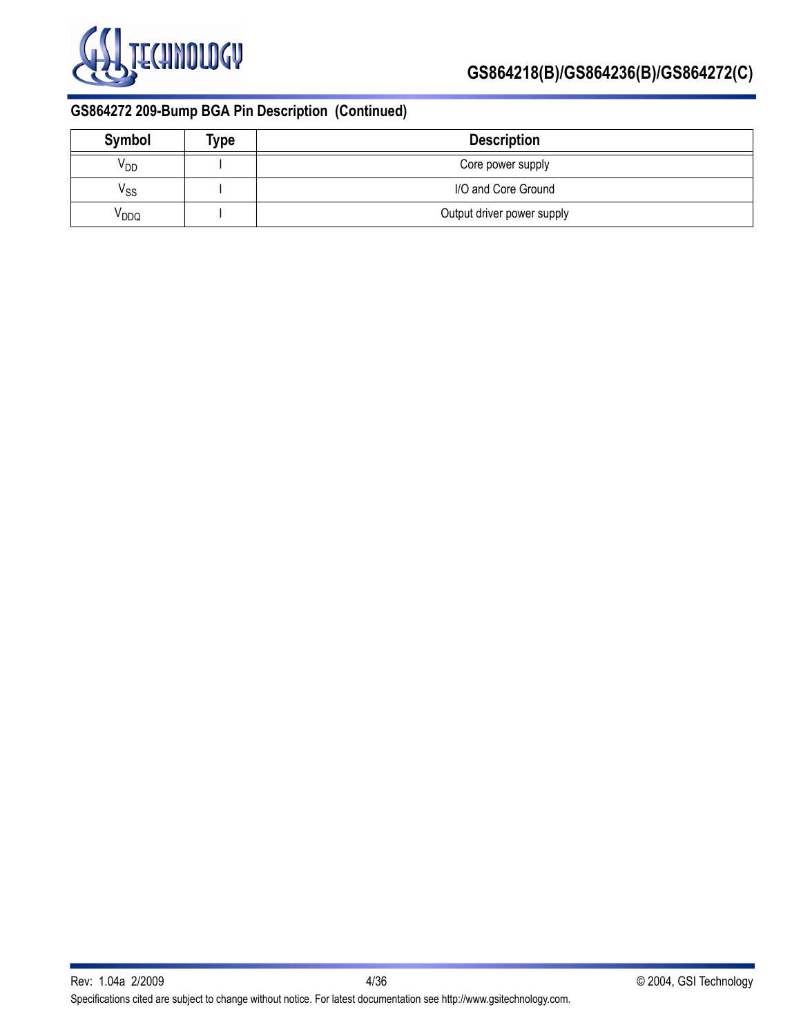### GS864272 209-Bump BGA Pin Description (Continued)

| Symbol | Type | Description |
|---|---|---|
| $V_{DD}$ | I | Core power supply |
| $V_{SS}$ | I | I/O and Core Ground |
| $V_{DDQ}$ | I | Output driver power supply |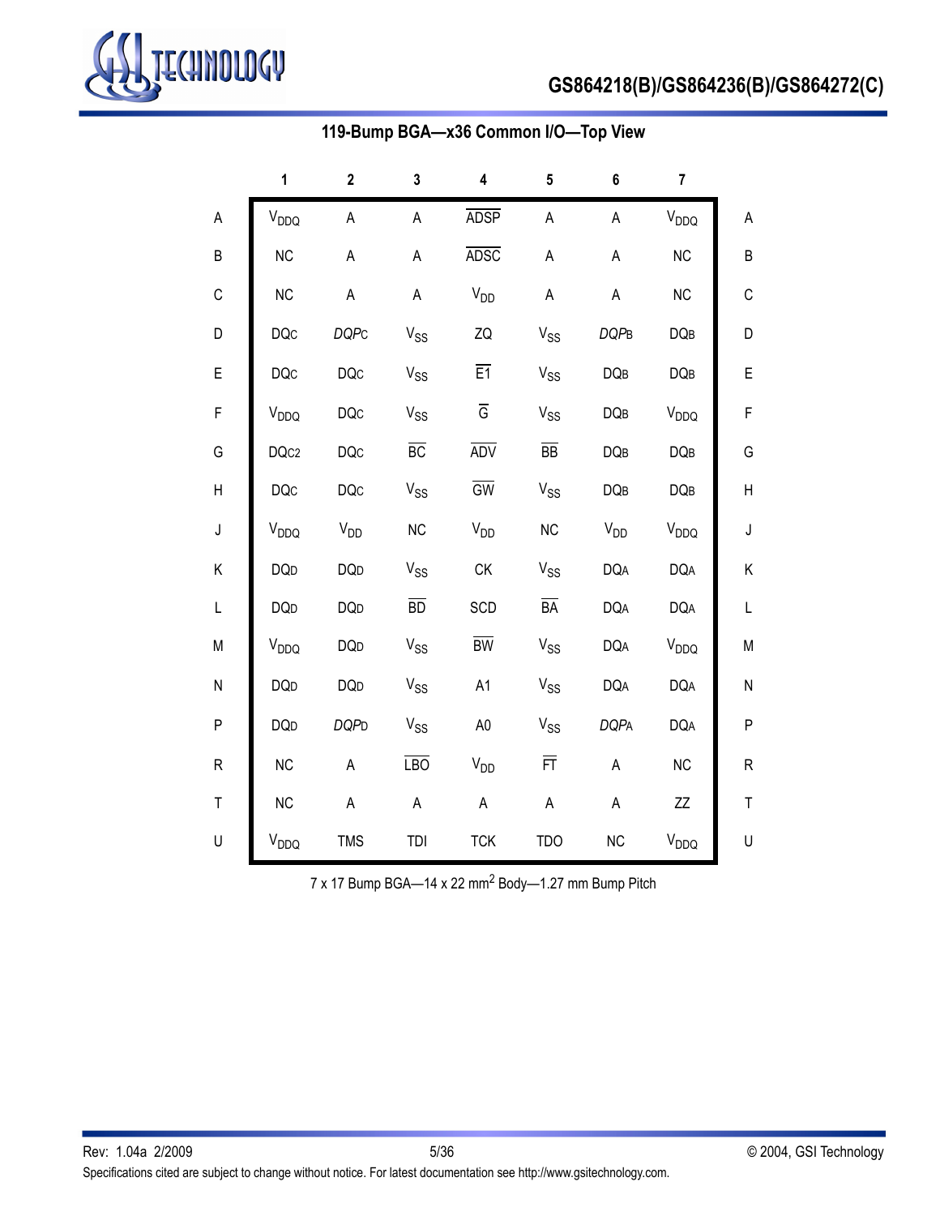### 119-Bump BGA—x36 Common I/O—Top View

| | 1 | 2 | 3 | 4 | 5 | 6 | 7 | |
|---|---|---|---|---|---|---|---|---|
| A | $V_{DDQ}$ | A | A | $\overline{ADSP}$ | A | A | $V_{DDQ}$ | A |
| B | NC | A | A | $\overline{ADSC}$ | A | A | NC | B |
| C | NC | A | A | $V_{DD}$ | A | A | NC | C |
| D | DQC | *DQP*C | $V_{SS}$ | ZQ | $V_{SS}$ | *DQP*B | DQB | D |
| E | DQC | DQC | $V_{SS}$ | $\overline{E1}$ | $V_{SS}$ | DQB | DQB | E |
| F | $V_{DDQ}$ | DQC | $V_{SS}$ | $\overline{G}$ | $V_{SS}$ | DQB | $V_{DDQ}$ | F |
| G | DQC2 | DQC | $\overline{BC}$ | $\overline{ADV}$ | $\overline{BB}$ | DQB | DQB | G |
| H | DQC | DQC | $V_{SS}$ | $\overline{GW}$ | $V_{SS}$ | DQB | DQB | H |
| J | $V_{DDQ}$ | $V_{DD}$ | NC | $V_{DD}$ | NC | $V_{DD}$ | $V_{DDQ}$ | J |
| K | DQD | DQD | $V_{SS}$ | CK | $V_{SS}$ | DQA | DQA | K |
| L | DQD | DQD | $\overline{BD}$ | SCD | $\overline{BA}$ | DQA | DQA | L |
| M | $V_{DDQ}$ | DQD | $V_{SS}$ | $\overline{BW}$ | $V_{SS}$ | DQA | $V_{DDQ}$ | M |
| N | DQD | DQD | $V_{SS}$ | A1 | $V_{SS}$ | DQA | DQA | N |
| P | DQD | *DQP*D | $V_{SS}$ | A0 | $V_{SS}$ | *DQP*A | DQA | P |
| R | NC | A | $\overline{LBO}$ | $V_{DD}$ | $\overline{FT}$ | A | NC | R |
| T | NC | A | A | A | A | A | ZZ | T |
| U | $V_{DDQ}$ | TMS | TDI | TCK | TDO | NC | $V_{DDQ}$ | U |

7 x 17 Bump BGA—14 x 22 $mm^2$ Body—1.27 mm Bump Pitch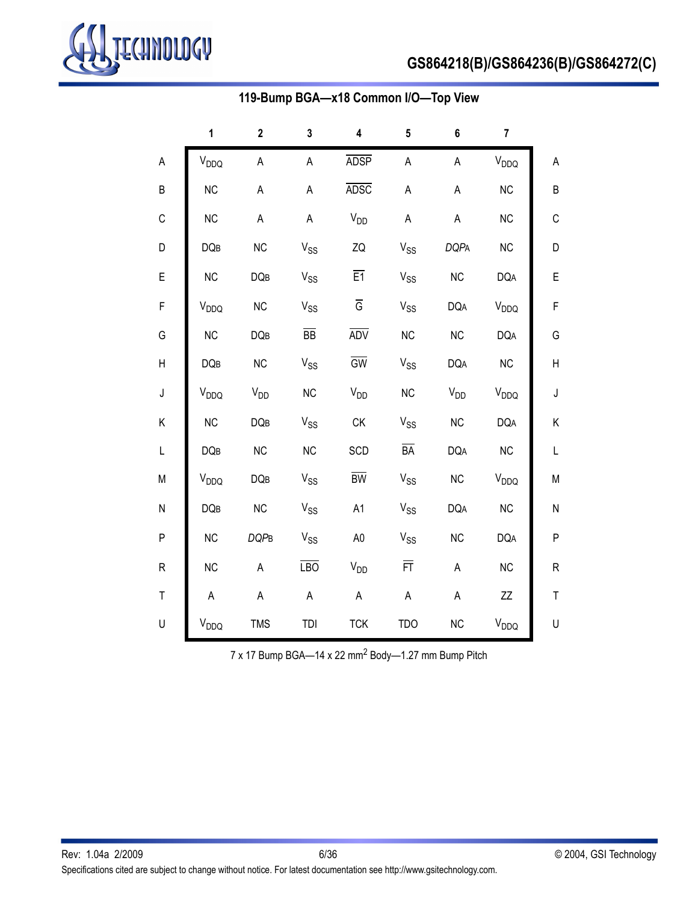## 119-Bump BGA—x18 Common I/O—Top View

| | 1 | 2 | 3 | 4 | 5 | 6 | 7 | |
|---|---|---|---|---|---|---|---|---|
| A | $V_{DDQ}$ | A | A | $\overline{ADSP}$ | A | A | $V_{DDQ}$ | A |
| B | NC | A | A | $\overline{ADSC}$ | A | A | NC | B |
| C | NC | A | A | $V_{DD}$ | A | A | NC | C |
| D | DQB | NC | $V_{SS}$ | ZQ | $V_{SS}$ | *DQPA* | NC | D |
| E | NC | DQB | $V_{SS}$ | $\overline{E1}$ | $V_{SS}$ | NC | DQA | E |
| F | $V_{DDQ}$ | NC | $V_{SS}$ | $\overline{G}$ | $V_{SS}$ | DQA | $V_{DDQ}$ | F |
| G | NC | DQB | $\overline{BB}$ | $\overline{ADV}$ | NC | NC | DQA | G |
| H | DQB | NC | $V_{SS}$ | $\overline{GW}$ | $V_{SS}$ | DQA | NC | H |
| J | $V_{DDQ}$ | $V_{DD}$ | NC | $V_{DD}$ | NC | $V_{DD}$ | $V_{DDQ}$ | J |
| K | NC | DQB | $V_{SS}$ | CK | $V_{SS}$ | NC | DQA | K |
| L | DQB | NC | NC | SCD | $\overline{BA}$ | DQA | NC | L |
| M | $V_{DDQ}$ | DQB | $V_{SS}$ | $\overline{BW}$ | $V_{SS}$ | NC | $V_{DDQ}$ | M |
| N | DQB | NC | $V_{SS}$ | A1 | $V_{SS}$ | DQA | NC | N |
| P | NC | *DQPB* | $V_{SS}$ | A0 | $V_{SS}$ | NC | DQA | P |
| R | NC | A | $\overline{LBO}$ | $V_{DD}$ | $\overline{FT}$ | A | NC | R |
| T | A | A | A | A | A | A | ZZ | T |
| U | $V_{DDQ}$ | TMS | TDI | TCK | TDO | NC | $V_{DDQ}$ | U |

7 x 17 Bump BGA—14 x 22 mm[2] Body—1.27 mm Bump Pitch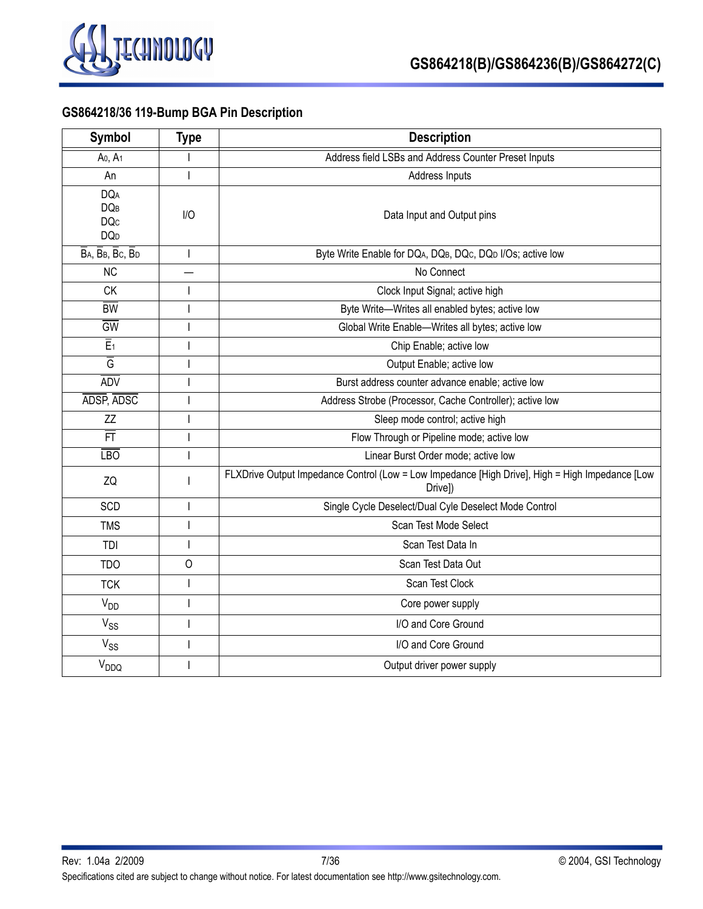## GS864218/36 119-Bump BGA Pin Description

| Symbol | Type | Description |
|---|---|---|
| $A_0$, $A_1$ | I | Address field LSBs and Address Counter Preset Inputs |
| An | I | Address Inputs |
| $DQ_A$<br>$DQ_B$<br>$DQ_C$<br>$DQ_D$ | I/O | Data Input and Output pins |
| $\overline{B}_A$, $\overline{B}_B$, $\overline{B}_C$, $\overline{B}_D$ | I | Byte Write Enable for $DQ_A$, $DQ_B$, $DQ_C$, $DQ_D$ I/Os; active low |
| NC | — | No Connect |
| CK | I | Clock Input Signal; active high |
| $\overline{BW}$ | I | Byte Write—Writes all enabled bytes; active low |
| $\overline{GW}$ | I | Global Write Enable—Writes all bytes; active low |
| $\overline{E}_1$ | I | Chip Enable; active low |
| $\overline{G}$ | I | Output Enable; active low |
| $\overline{ADV}$ | I | Burst address counter advance enable; active low |
| $\overline{ADSP}$, $\overline{ADSC}$ | I | Address Strobe (Processor, Cache Controller); active low |
| ZZ | I | Sleep mode control; active high |
| $\overline{FT}$ | I | Flow Through or Pipeline mode; active low |
| $\overline{LBO}$ | I | Linear Burst Order mode; active low |
| ZQ | I | FLXDrive Output Impedance Control (Low = Low Impedance [High Drive], High = High Impedance [Low Drive]) |
| SCD | I | Single Cycle Deselect/Dual Cyle Deselect Mode Control |
| TMS | I | Scan Test Mode Select |
| TDI | I | Scan Test Data In |
| TDO | O | Scan Test Data Out |
| TCK | I | Scan Test Clock |
| $V_{DD}$ | I | Core power supply |
| $V_{SS}$ | I | I/O and Core Ground |
| $V_{SS}$ | I | I/O and Core Ground |
| $V_{DDQ}$ | I | Output driver power supply |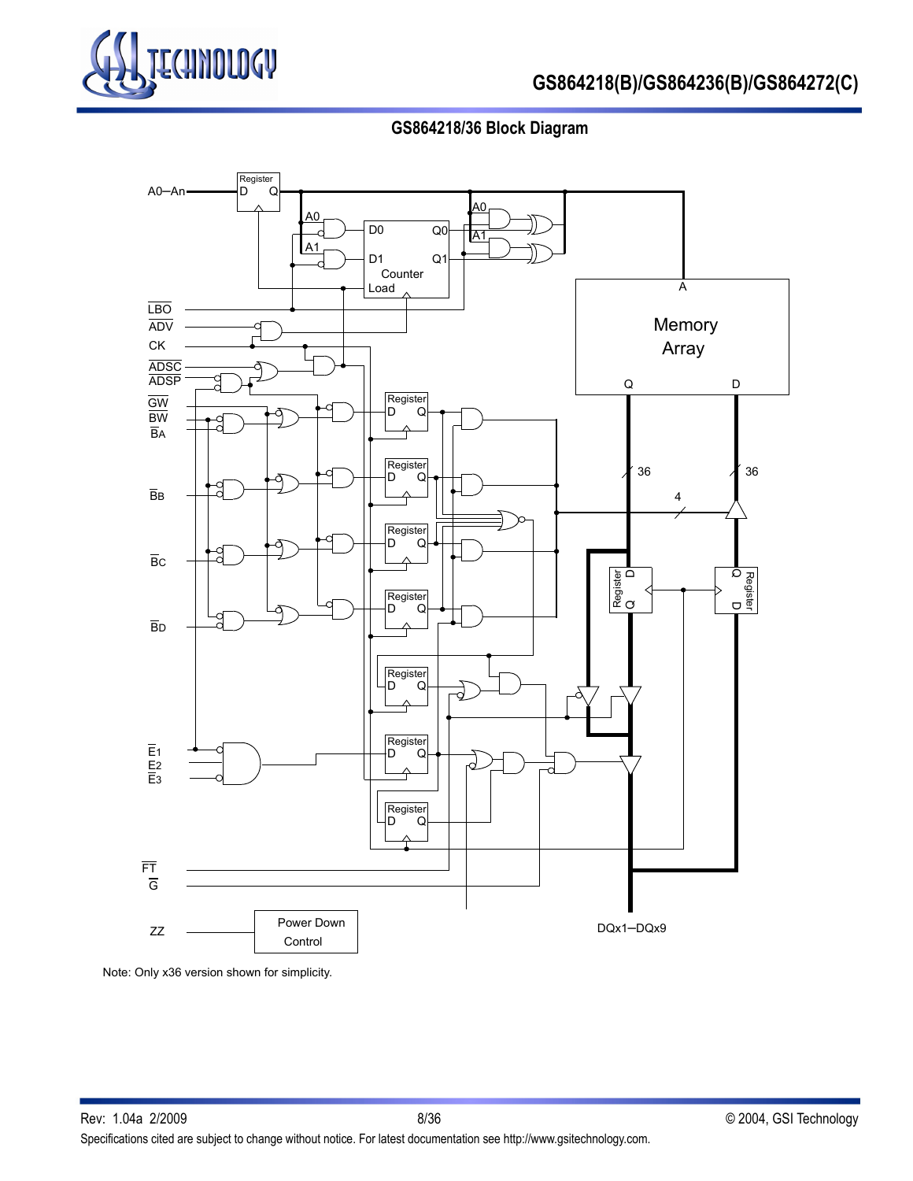## GS864218/36 Block Diagram

Note: Only x36 version shown for simplicity.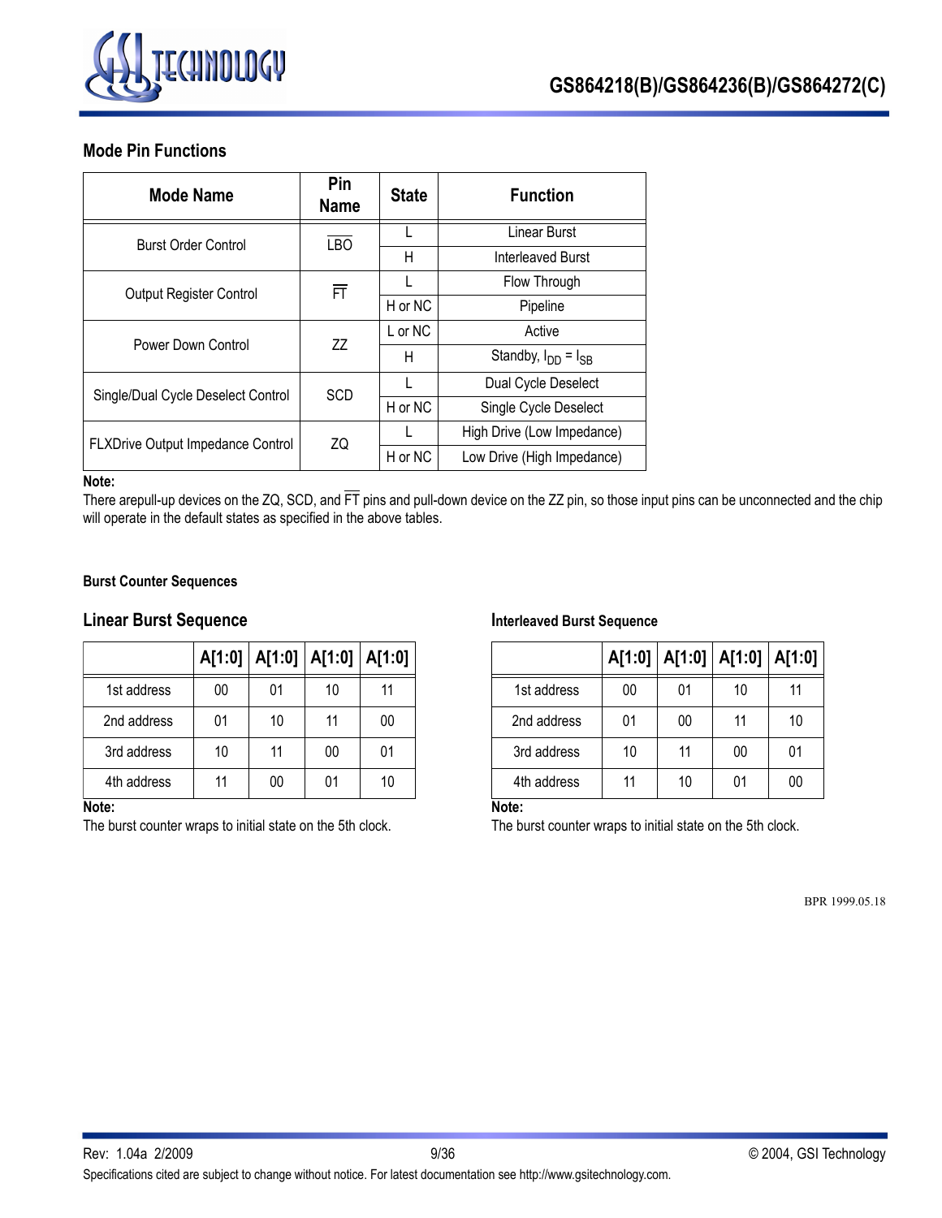## Mode Pin Functions

| Mode Name | Pin Name | State | Function |
|---|---|---|---|
| Burst Order Control | $\overline{LBO}$ | L | Linear Burst |
| | | H | Interleaved Burst |
| Output Register Control | $\overline{FT}$ | L | Flow Through |
| | | H or NC | Pipeline |
| Power Down Control | ZZ | L or NC | Active |
| | | H | Standby, $I_{DD} = I_{SB}$ |
| Single/Dual Cycle Deselect Control | SCD | L | Dual Cycle Deselect |
| | | H or NC | Single Cycle Deselect |
| FLXDrive Output Impedance Control | ZQ | L | High Drive (Low Impedance) |
| | | H or NC | Low Drive (High Impedance) |

**Note:**
There arepull-up devices on the ZQ, SCD, and $\overline{FT}$ pins and pull-down device on the ZZ pin, so those input pins can be unconnected and the chip will operate in the default states as specified in the above tables.

**Burst Counter Sequences**

### Linear Burst Sequence

| | A[1:0] | A[1:0] | A[1:0] | A[1:0] |
|---|---|---|---|---|
| 1st address | 00 | 01 | 10 | 11 |
| 2nd address | 01 | 10 | 11 | 00 |
| 3rd address | 10 | 11 | 00 | 01 |
| 4th address | 11 | 00 | 01 | 10 |

**Note:**
The burst counter wraps to initial state on the 5th clock.

### Interleaved Burst Sequence

| | A[1:0] | A[1:0] | A[1:0] | A[1:0] |
|---|---|---|---|---|
| 1st address | 00 | 01 | 10 | 11 |
| 2nd address | 01 | 00 | 11 | 10 |
| 3rd address | 10 | 11 | 00 | 01 |
| 4th address | 11 | 10 | 01 | 00 |

**Note:**
The burst counter wraps to initial state on the 5th clock.

BPR 1999.05.18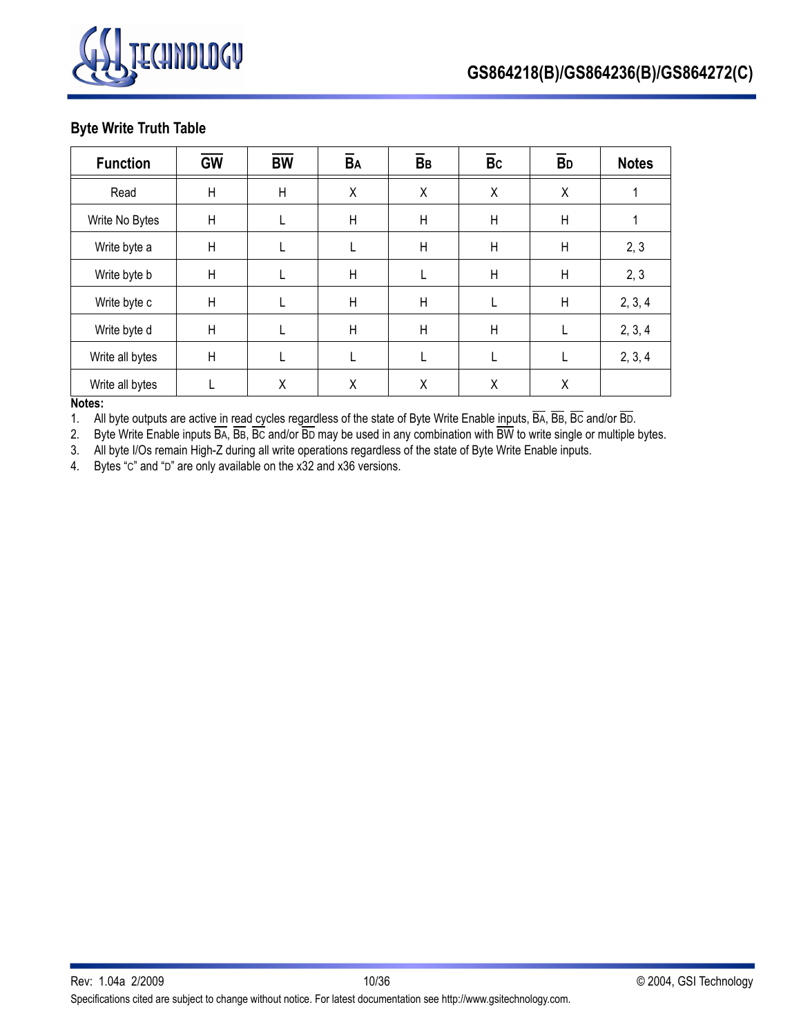### Byte Write Truth Table

| Function | $\overline{GW}$ | $\overline{BW}$ | $\overline{B_A}$ | $\overline{B_B}$ | $\overline{B_C}$ | $\overline{B_D}$ | Notes |
|---|---|---|---|---|---|---|---|
| Read | H | H | X | X | X | X | 1 |
| Write No Bytes | H | L | H | H | H | H | 1 |
| Write byte a | H | L | L | H | H | H | 2, 3 |
| Write byte b | H | L | H | L | H | H | 2, 3 |
| Write byte c | H | L | H | H | L | H | 2, 3, 4 |
| Write byte d | H | L | H | H | H | L | 2, 3, 4 |
| Write all bytes | H | L | L | L | L | L | 2, 3, 4 |
| Write all bytes | L | X | X | X | X | X | |

**Notes:**

1. All byte outputs are active in read cycles regardless of the state of Byte Write Enable inputs, $\overline{B_A}$, $\overline{B_B}$, $\overline{B_C}$ and/or $\overline{B_D}$.
2. Byte Write Enable inputs $\overline{B_A}$, $\overline{B_B}$, $\overline{B_C}$ and/or $\overline{B_D}$ may be used in any combination with $\overline{BW}$ to write single or multiple bytes.
3. All byte I/Os remain High-Z during all write operations regardless of the state of Byte Write Enable inputs.
4. Bytes "C" and "D" are only available on the x32 and x36 versions.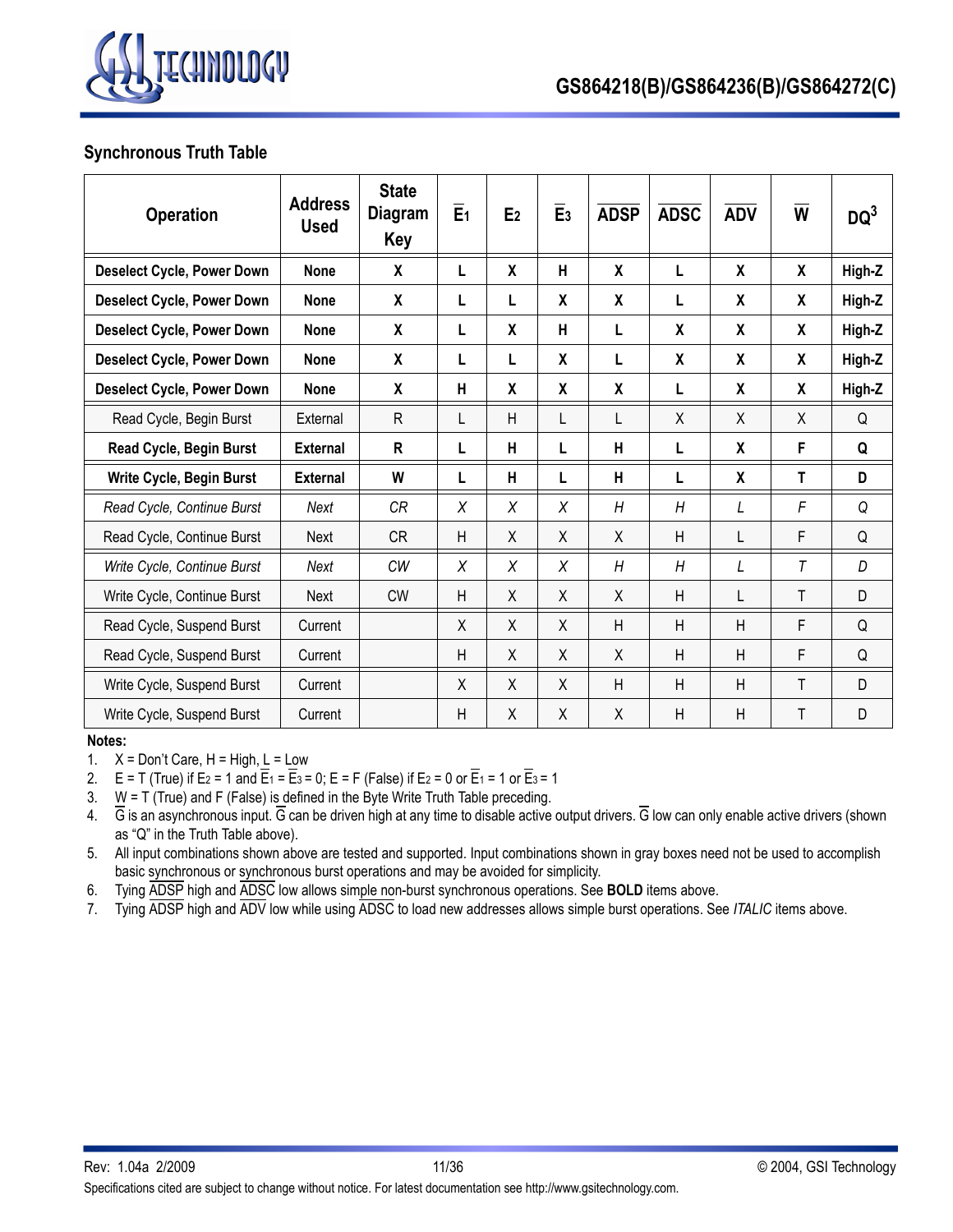## Synchronous Truth Table

| Operation | Address Used | State Diagram Key | $\overline{E}_1$ | $E_2$ | $\overline{E}_3$ | $\overline{ADSP}$ | $\overline{ADSC}$ | $\overline{ADV}$ | $\overline{W}$ | DQ[3] |
|---|---|---|---|---|---|---|---|---|---|---|
| **Deselect Cycle, Power Down** | **None** | **X** | **L** | **X** | **H** | **X** | **L** | **X** | **X** | **High-Z** |
| **Deselect Cycle, Power Down** | **None** | **X** | **L** | **L** | **X** | **X** | **L** | **X** | **X** | **High-Z** |
| **Deselect Cycle, Power Down** | **None** | **X** | **L** | **X** | **H** | **L** | **X** | **X** | **X** | **High-Z** |
| **Deselect Cycle, Power Down** | **None** | **X** | **L** | **L** | **X** | **L** | **X** | **X** | **X** | **High-Z** |
| **Deselect Cycle, Power Down** | **None** | **X** | **H** | **X** | **X** | **X** | **L** | **X** | **X** | **High-Z** |
| Read Cycle, Begin Burst | External | R | L | H | L | L | X | X | X | Q |
| **Read Cycle, Begin Burst** | **External** | **R** | **L** | **H** | **L** | **H** | **L** | **X** | **F** | **Q** |
| **Write Cycle, Begin Burst** | **External** | **W** | **L** | **H** | **L** | **H** | **L** | **X** | **T** | **D** |
| *Read Cycle, Continue Burst* | *Next* | *CR* | *X* | *X* | *X* | *H* | *H* | *L* | *F* | *Q* |
| Read Cycle, Continue Burst | Next | CR | H | X | X | X | H | L | F | Q |
| *Write Cycle, Continue Burst* | *Next* | *CW* | *X* | *X* | *X* | *H* | *H* | *L* | *T* | *D* |
| Write Cycle, Continue Burst | Next | CW | H | X | X | X | H | L | T | D |
| Read Cycle, Suspend Burst | Current | | X | X | X | H | H | H | F | Q |
| Read Cycle, Suspend Burst | Current | | H | X | X | X | H | H | F | Q |
| Write Cycle, Suspend Burst | Current | | X | X | X | H | H | H | T | D |
| Write Cycle, Suspend Burst | Current | | H | X | X | X | H | H | T | D |

**Notes:**

1. X = Don't Care, H = High, L = Low
2. E = T (True) if $E_2$ = 1 and $\overline{E}_1$ = $\overline{E}_3$ = 0; E = F (False) if $E_2$ = 0 or $\overline{E}_1$ = 1 or $\overline{E}_3$ = 1
3. $\overline{W}$ = T (True) and F (False) is defined in the Byte Write Truth Table preceding.
4. $\overline{G}$ is an asynchronous input. $\overline{G}$ can be driven high at any time to disable active output drivers. $\overline{G}$ low can only enable active drivers (shown as "Q" in the Truth Table above).
5. All input combinations shown above are tested and supported. Input combinations shown in gray boxes need not be used to accomplish basic synchronous or synchronous burst operations and may be avoided for simplicity.
6. Tying $\overline{ADSP}$ high and $\overline{ADSC}$ low allows simple non-burst synchronous operations. See **BOLD** items above.
7. Tying $\overline{ADSP}$ high and $\overline{ADV}$ low while using $\overline{ADSC}$ to load new addresses allows simple burst operations. See *ITALIC* items above.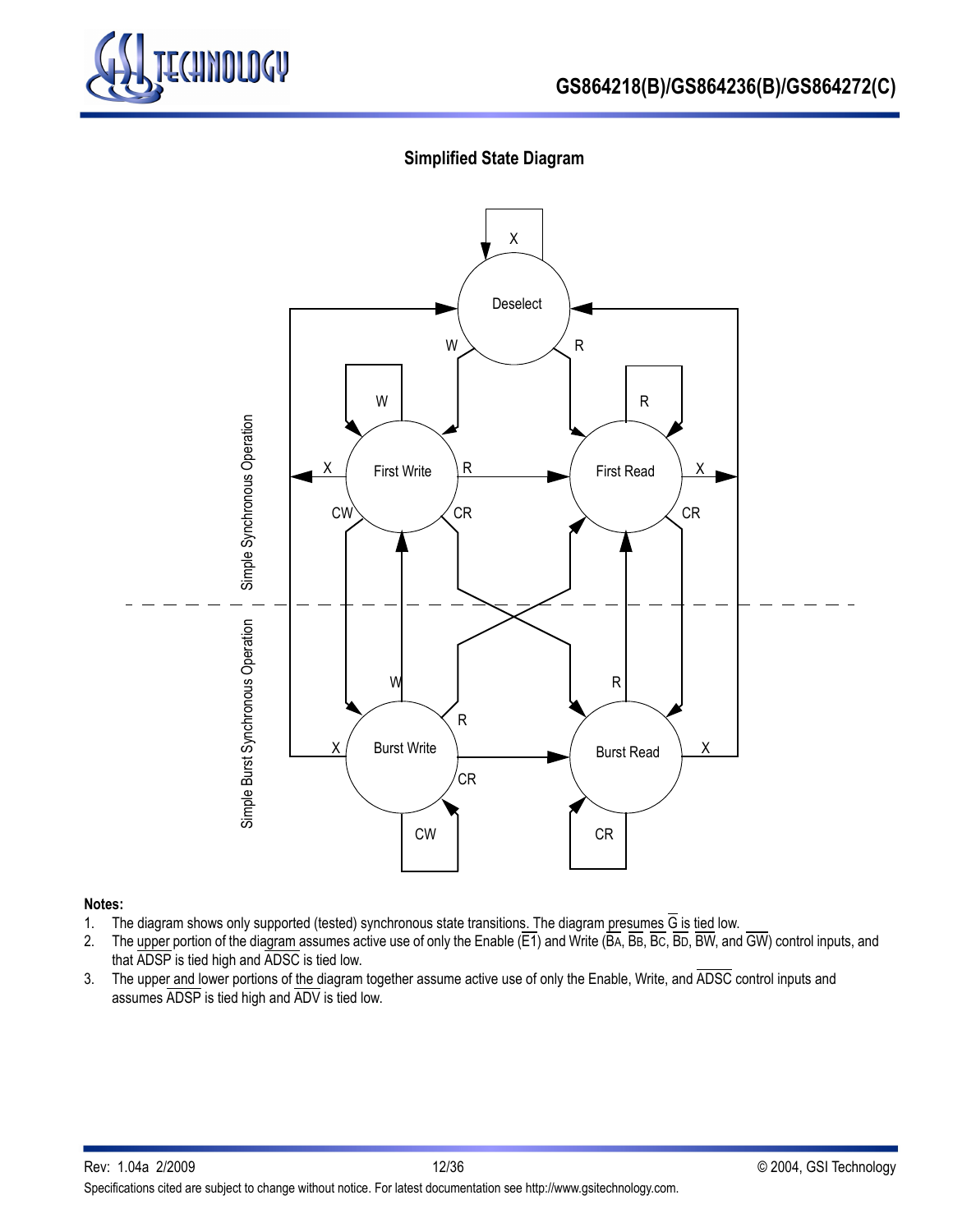## Simplified State Diagram

Deselect
X
W
R
W
R
First Write
First Read
X
R
X
CW
CR
CR
Simple Synchronous Operation
Simple Burst Synchronous Operation
W
R
R
Burst Write
Burst Read
X
X
CR
CW
CR

**Notes:**

1. The diagram shows only supported (tested) synchronous state transitions. The diagram presumes $\overline{G}$ is tied low.
2. The upper portion of the diagram assumes active use of only the Enable ($\overline{E1}$) and Write ($\overline{B_A}$, $\overline{B_B}$, $\overline{B_C}$, $\overline{B_D}$, $\overline{BW}$, and $\overline{GW}$) control inputs, and that $\overline{ADSP}$ is tied high and $\overline{ADSC}$ is tied low.
3. The upper and lower portions of the diagram together assume active use of only the Enable, Write, and $\overline{ADSC}$ control inputs and assumes $\overline{ADSP}$ is tied high and $\overline{ADV}$ is tied low.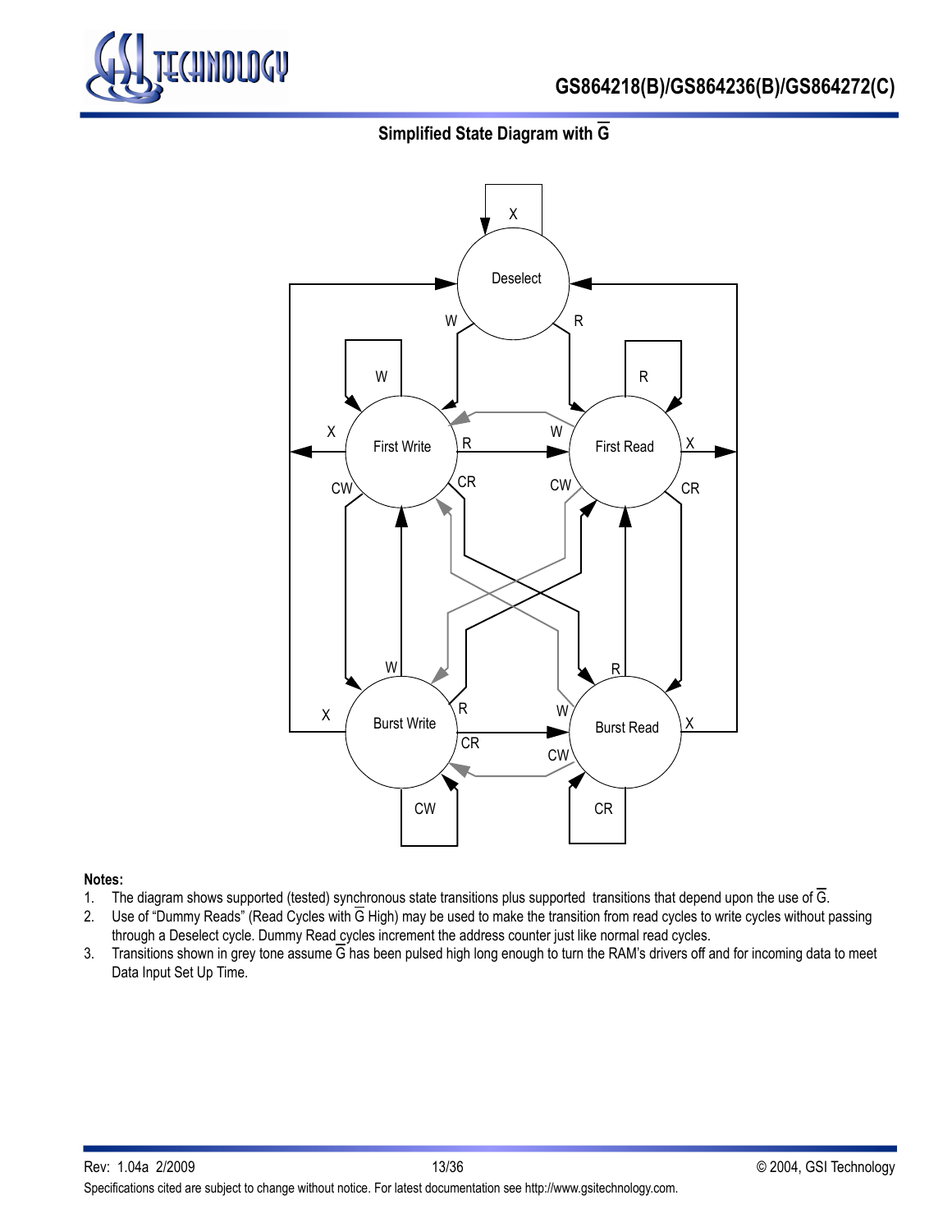### Simplified State Diagram with $\overline{G}$

**Notes:**

1. The diagram shows supported (tested) synchronous state transitions plus supported transitions that depend upon the use of $\overline{G}$.
2. Use of "Dummy Reads" (Read Cycles with $\overline{G}$ High) may be used to make the transition from read cycles to write cycles without passing through a Deselect cycle. Dummy Read cycles increment the address counter just like normal read cycles.
3. Transitions shown in grey tone assume $\overline{G}$ has been pulsed high long enough to turn the RAM's drivers off and for incoming data to meet Data Input Set Up Time.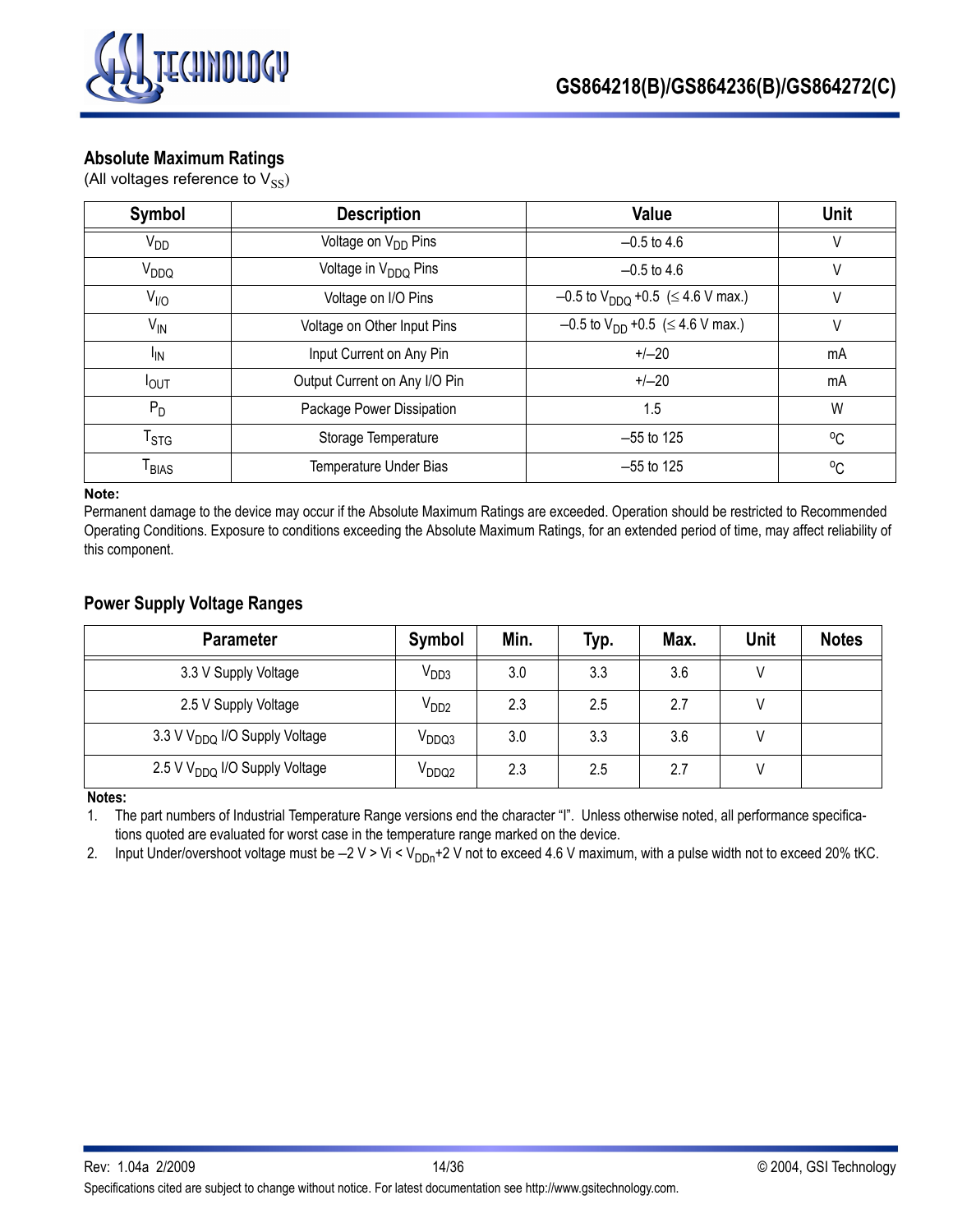## Absolute Maximum Ratings

(All voltages reference to $V_{SS}$)

| Symbol | Description | Value | Unit |
|---|---|---|---|
| $V_{DD}$ | Voltage on $V_{DD}$ Pins | –0.5 to 4.6 | V |
| $V_{DDQ}$ | Voltage in $V_{DDQ}$ Pins | –0.5 to 4.6 | V |
| $V_{I/O}$ | Voltage on I/O Pins | –0.5 to $V_{DDQ}$ +0.5 ($\leq$ 4.6 V max.) | V |
| $V_{IN}$ | Voltage on Other Input Pins | –0.5 to $V_{DD}$ +0.5 ($\leq$ 4.6 V max.) | V |
| $I_{IN}$ | Input Current on Any Pin | +/–20 | mA |
| $I_{OUT}$ | Output Current on Any I/O Pin | +/–20 | mA |
| $P_D$ | Package Power Dissipation | 1.5 | W |
| $T_{STG}$ | Storage Temperature | –55 to 125 | °C |
| $T_{BIAS}$ | Temperature Under Bias | –55 to 125 | °C |

**Note:**

Permanent damage to the device may occur if the Absolute Maximum Ratings are exceeded. Operation should be restricted to Recommended Operating Conditions. Exposure to conditions exceeding the Absolute Maximum Ratings, for an extended period of time, may affect reliability of this component.

## Power Supply Voltage Ranges

| Parameter | Symbol | Min. | Typ. | Max. | Unit | Notes |
|---|---|---|---|---|---|---|
| 3.3 V Supply Voltage | $V_{DD3}$ | 3.0 | 3.3 | 3.6 | V | |
| 2.5 V Supply Voltage | $V_{DD2}$ | 2.3 | 2.5 | 2.7 | V | |
| 3.3 V $V_{DDQ}$ I/O Supply Voltage | $V_{DDQ3}$ | 3.0 | 3.3 | 3.6 | V | |
| 2.5 V $V_{DDQ}$ I/O Supply Voltage | $V_{DDQ2}$ | 2.3 | 2.5 | 2.7 | V | |

**Notes:**

1. The part numbers of Industrial Temperature Range versions end the character "I". Unless otherwise noted, all performance specifications quoted are evaluated for worst case in the temperature range marked on the device.
2. Input Under/overshoot voltage must be –2 V > Vi < $V_{DDn}$+2 V not to exceed 4.6 V maximum, with a pulse width not to exceed 20% tKC.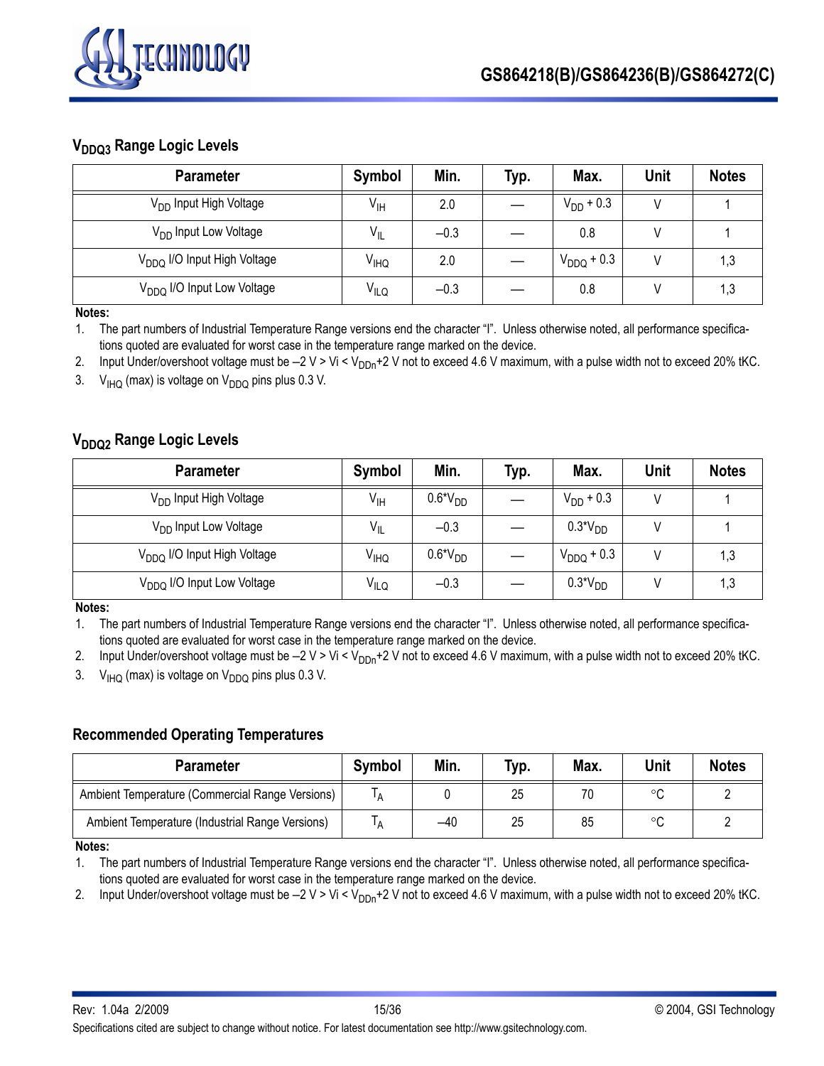### $V_{DDQ3}$ Range Logic Levels

| Parameter | Symbol | Min. | Typ. | Max. | Unit | Notes |
|---|---|---|---|---|---|---|
| $V_{DD}$ Input High Voltage | $V_{IH}$ | 2.0 | — | $V_{DD}$ + 0.3 | V | 1 |
| $V_{DD}$ Input Low Voltage | $V_{IL}$ | –0.3 | — | 0.8 | V | 1 |
| $V_{DDQ}$ I/O Input High Voltage | $V_{IHQ}$ | 2.0 | — | $V_{DDQ}$ + 0.3 | V | 1,3 |
| $V_{DDQ}$ I/O Input Low Voltage | $V_{ILQ}$ | –0.3 | — | 0.8 | V | 1,3 |

**Notes:**

1. The part numbers of Industrial Temperature Range versions end the character "I". Unless otherwise noted, all performance specifications quoted are evaluated for worst case in the temperature range marked on the device.
2. Input Under/overshoot voltage must be –2 V > Vi < $V_{DDn}$+2 V not to exceed 4.6 V maximum, with a pulse width not to exceed 20% tKC.
3. $V_{IHQ}$ (max) is voltage on $V_{DDQ}$ pins plus 0.3 V.

### $V_{DDQ2}$ Range Logic Levels

| Parameter | Symbol | Min. | Typ. | Max. | Unit | Notes |
|---|---|---|---|---|---|---|
| $V_{DD}$ Input High Voltage | $V_{IH}$ | 0.6*$V_{DD}$ | — | $V_{DD}$ + 0.3 | V | 1 |
| $V_{DD}$ Input Low Voltage | $V_{IL}$ | –0.3 | — | 0.3*$V_{DD}$ | V | 1 |
| $V_{DDQ}$ I/O Input High Voltage | $V_{IHQ}$ | 0.6*$V_{DD}$ | — | $V_{DDQ}$ + 0.3 | V | 1,3 |
| $V_{DDQ}$ I/O Input Low Voltage | $V_{ILQ}$ | –0.3 | — | 0.3*$V_{DD}$ | V | 1,3 |

**Notes:**

1. The part numbers of Industrial Temperature Range versions end the character "I". Unless otherwise noted, all performance specifications quoted are evaluated for worst case in the temperature range marked on the device.
2. Input Under/overshoot voltage must be –2 V > Vi < $V_{DDn}$+2 V not to exceed 4.6 V maximum, with a pulse width not to exceed 20% tKC.
3. $V_{IHQ}$ (max) is voltage on $V_{DDQ}$ pins plus 0.3 V.

### Recommended Operating Temperatures

| Parameter | Symbol | Min. | Typ. | Max. | Unit | Notes |
|---|---|---|---|---|---|---|
| Ambient Temperature (Commercial Range Versions) | $T_A$ | 0 | 25 | 70 | °C | 2 |
| Ambient Temperature (Industrial Range Versions) | $T_A$ | –40 | 25 | 85 | °C | 2 |

**Notes:**

1. The part numbers of Industrial Temperature Range versions end the character "I". Unless otherwise noted, all performance specifications quoted are evaluated for worst case in the temperature range marked on the device.
2. Input Under/overshoot voltage must be –2 V > Vi < $V_{DDn}$+2 V not to exceed 4.6 V maximum, with a pulse width not to exceed 20% tKC.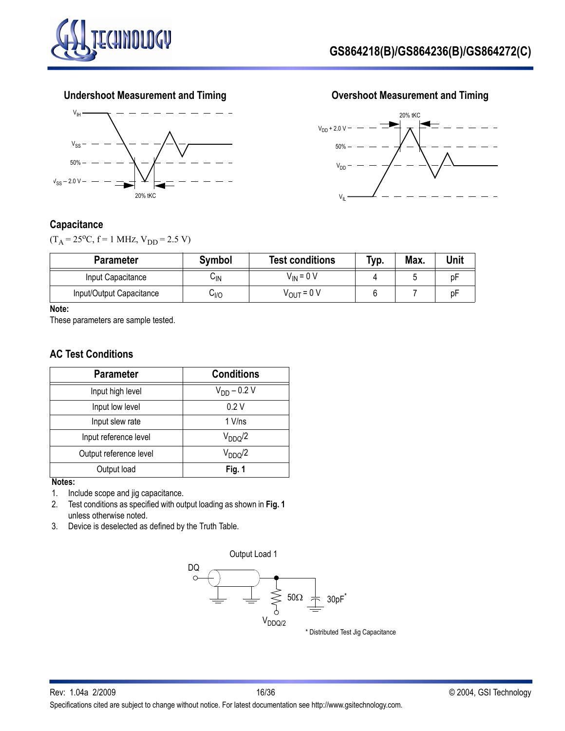### Undershoot Measurement and Timing

$V_{IH}$

$V_{SS}$

50%

$V_{SS} - 2.0\ V$

20% tKC

### Overshoot Measurement and Timing

20% tKC

$V_{DD} + 2.0\ V$

50%

$V_{DD}$

$V_{IL}$

## Capacitance

($T_A = 25^oC$, f = 1 MHz, $V_{DD} = 2.5\ V$)

| Parameter | Symbol | Test conditions | Typ. | Max. | Unit |
|---|---|---|---|---|---|
| Input Capacitance | $C_{IN}$ | $V_{IN} = 0\ V$ | 4 | 5 | pF |
| Input/Output Capacitance | $C_{I/O}$ | $V_{OUT} = 0\ V$ | 6 | 7 | pF |

**Note:**

These parameters are sample tested.

## AC Test Conditions

| Parameter | Conditions |
|---|---|
| Input high level | $V_{DD} - 0.2\ V$ |
| Input low level | 0.2 V |
| Input slew rate | 1 V/ns |
| Input reference level | $V_{DDQ}/2$ |
| Output reference level | $V_{DDQ}/2$ |
| Output load | **Fig. 1** |

**Notes:**

1. Include scope and jig capacitance.
2. Test conditions as specified with output loading as shown in **Fig. 1** unless otherwise noted.
3. Device is deselected as defined by the Truth Table.

Output Load 1

DQ

50Ω

30pF*

$V_{DDQ/2}$

\* Distributed Test Jig Capacitance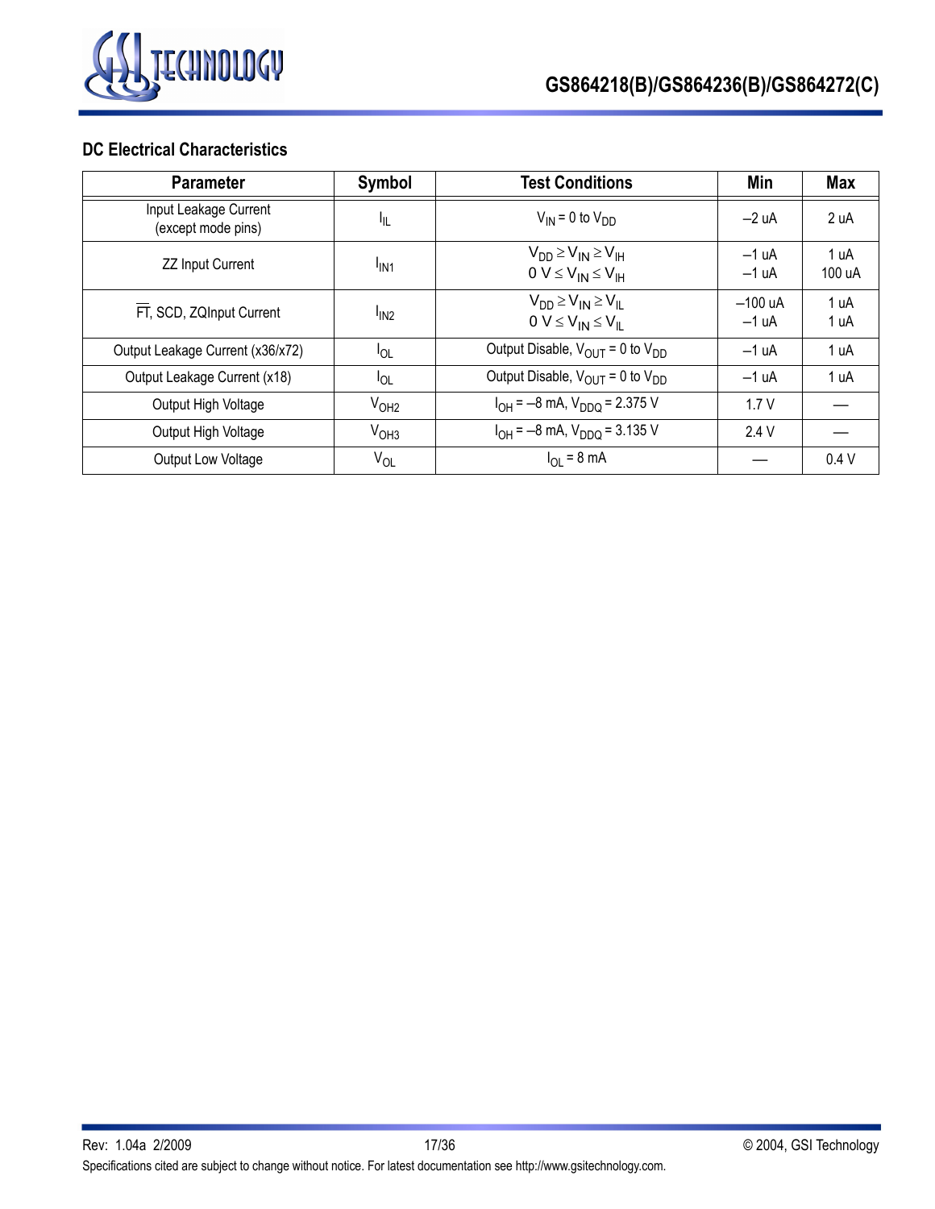## DC Electrical Characteristics

| Parameter | Symbol | Test Conditions | Min | Max |
|---|---|---|---|---|
| Input Leakage Current (except mode pins) | $I_{IL}$ | $V_{IN}$ = 0 to $V_{DD}$ | –2 uA | 2 uA |
| ZZ Input Current | $I_{IN1}$ | $V_{DD} \geq V_{IN} \geq V_{IH}$<br>$0\ V \leq V_{IN} \leq V_{IH}$ | –1 uA<br>–1 uA | 1 uA<br>100 uA |
| $\overline{FT}$, SCD, ZQInput Current | $I_{IN2}$ | $V_{DD} \geq V_{IN} \geq V_{IL}$<br>$0\ V \leq V_{IN} \leq V_{IL}$ | –100 uA<br>–1 uA | 1 uA<br>1 uA |
| Output Leakage Current (x36/x72) | $I_{OL}$ | Output Disable, $V_{OUT}$ = 0 to $V_{DD}$ | –1 uA | 1 uA |
| Output Leakage Current (x18) | $I_{OL}$ | Output Disable, $V_{OUT}$ = 0 to $V_{DD}$ | –1 uA | 1 uA |
| Output High Voltage | $V_{OH2}$ | $I_{OH}$ = –8 mA, $V_{DDQ}$ = 2.375 V | 1.7 V | — |
| Output High Voltage | $V_{OH3}$ | $I_{OH}$ = –8 mA, $V_{DDQ}$ = 3.135 V | 2.4 V | — |
| Output Low Voltage | $V_{OL}$ | $I_{OL}$ = 8 mA | — | 0.4 V |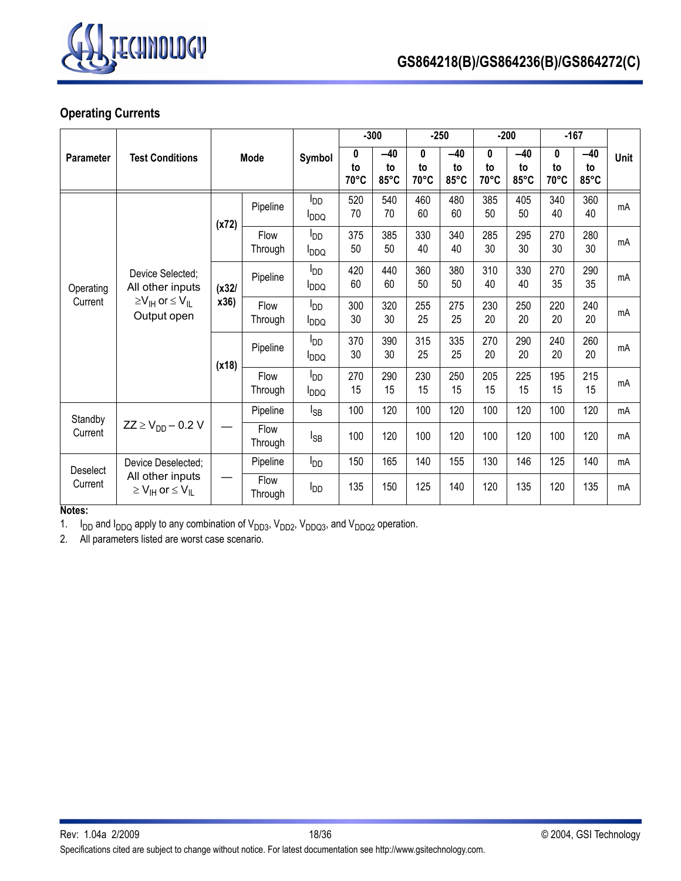## Operating Currents

| Parameter | Test Conditions | Mode | | Symbol | -300 | | -250 | | -200 | | -167 | | Unit |
|---|---|---|---|---|---|---|---|---|---|---|---|---|---|
| | | | | | 0 to 70°C | –40 to 85°C | 0 to 70°C | –40 to 85°C | 0 to 70°C | –40 to 85°C | 0 to 70°C | –40 to 85°C | |
| Operating Current | Device Selected; All other inputs $\geq V_{IH}$ or $\leq V_{IL}$ Output open | (x72) | Pipeline | $I_{DD}$ $I_{DDQ}$ | 520 70 | 540 70 | 460 60 | 480 60 | 385 50 | 405 50 | 340 40 | 360 40 | mA |
| | | | Flow Through | $I_{DD}$ $I_{DDQ}$ | 375 50 | 385 50 | 330 40 | 340 40 | 285 30 | 295 30 | 270 30 | 280 30 | mA |
| | | (x32/ x36) | Pipeline | $I_{DD}$ $I_{DDQ}$ | 420 60 | 440 60 | 360 50 | 380 50 | 310 40 | 330 40 | 270 35 | 290 35 | mA |
| | | | Flow Through | $I_{DD}$ $I_{DDQ}$ | 300 30 | 320 30 | 255 25 | 275 25 | 230 20 | 250 20 | 220 20 | 240 20 | mA |
| | | (x18) | Pipeline | $I_{DD}$ $I_{DDQ}$ | 370 30 | 390 30 | 315 25 | 335 25 | 270 20 | 290 20 | 240 20 | 260 20 | mA |
| | | | Flow Through | $I_{DD}$ $I_{DDQ}$ | 270 15 | 290 15 | 230 15 | 250 15 | 205 15 | 225 15 | 195 15 | 215 15 | mA |
| Standby Current | $ZZ \geq V_{DD} - 0.2$ V | — | Pipeline | $I_{SB}$ | 100 | 120 | 100 | 120 | 100 | 120 | 100 | 120 | mA |
| | | | Flow Through | $I_{SB}$ | 100 | 120 | 100 | 120 | 100 | 120 | 100 | 120 | mA |
| Deselect Current | Device Deselected; All other inputs $\geq V_{IH}$ or $\leq V_{IL}$ | — | Pipeline | $I_{DD}$ | 150 | 165 | 140 | 155 | 130 | 146 | 125 | 140 | mA |
| | | | Flow Through | $I_{DD}$ | 135 | 150 | 125 | 140 | 120 | 135 | 120 | 135 | mA |

**Notes:**

1. $I_{DD}$ and $I_{DDQ}$ apply to any combination of $V_{DD3}$, $V_{DD2}$, $V_{DDQ3}$, and $V_{DDQ2}$ operation.
2. All parameters listed are worst case scenario.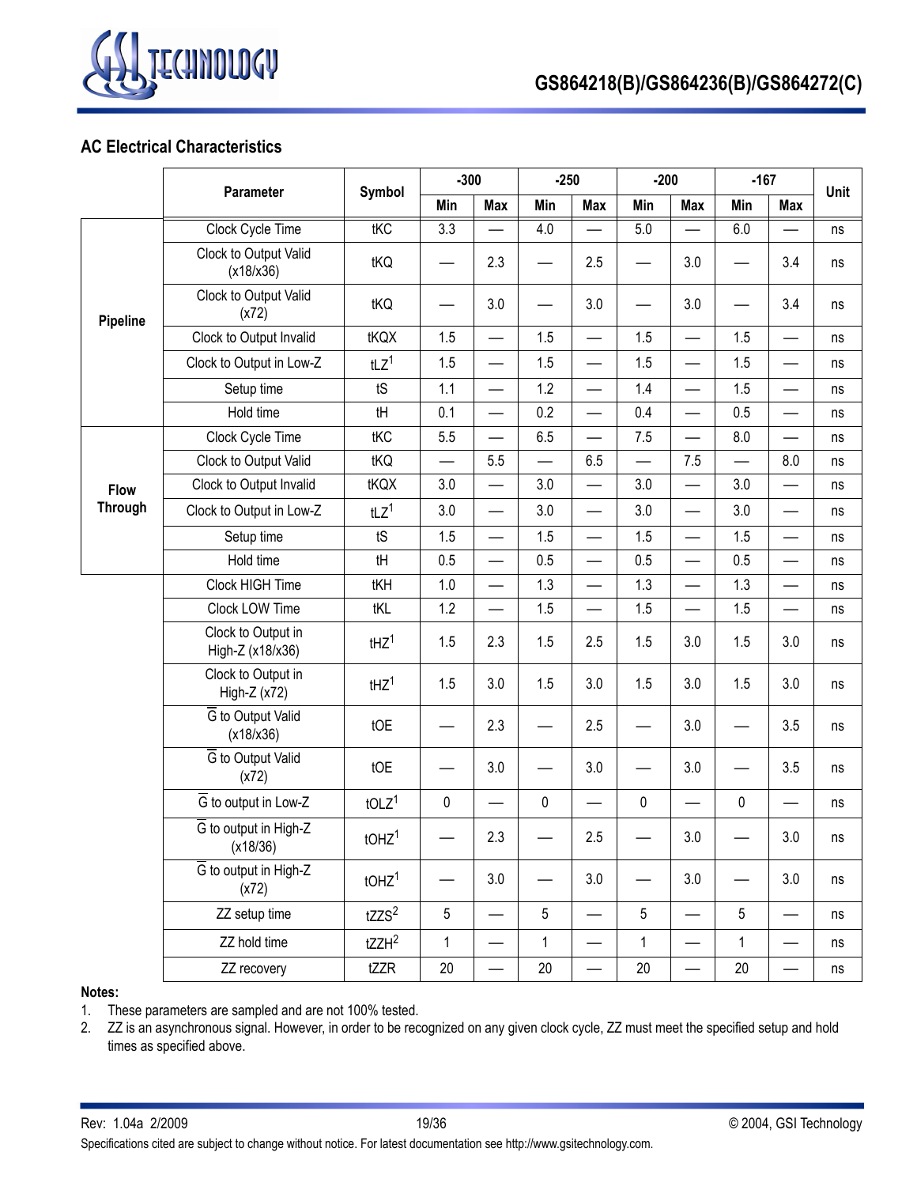### AC Electrical Characteristics

| | Parameter | Symbol | -300 | | -250 | | -200 | | -167 | | Unit |
|---|---|---|---|---|---|---|---|---|---|---|---|
| | | | Min | Max | Min | Max | Min | Max | Min | Max | |
| **Pipeline** | Clock Cycle Time | tKC | 3.3 | — | 4.0 | — | 5.0 | — | 6.0 | — | ns |
| | Clock to Output Valid (x18/x36) | tKQ | — | 2.3 | — | 2.5 | — | 3.0 | — | 3.4 | ns |
| | Clock to Output Valid (x72) | tKQ | — | 3.0 | — | 3.0 | — | 3.0 | — | 3.4 | ns |
| | Clock to Output Invalid | tKQX | 1.5 | — | 1.5 | — | 1.5 | — | 1.5 | — | ns |
| | Clock to Output in Low-Z | tLZ[1] | 1.5 | — | 1.5 | — | 1.5 | — | 1.5 | — | ns |
| | Setup time | tS | 1.1 | — | 1.2 | — | 1.4 | — | 1.5 | — | ns |
| | Hold time | tH | 0.1 | — | 0.2 | — | 0.4 | — | 0.5 | — | ns |
| **Flow Through** | Clock Cycle Time | tKC | 5.5 | — | 6.5 | — | 7.5 | — | 8.0 | — | ns |
| | Clock to Output Valid | tKQ | — | 5.5 | — | 6.5 | — | 7.5 | — | 8.0 | ns |
| | Clock to Output Invalid | tKQX | 3.0 | — | 3.0 | — | 3.0 | — | 3.0 | — | ns |
| | Clock to Output in Low-Z | tLZ[1] | 3.0 | — | 3.0 | — | 3.0 | — | 3.0 | — | ns |
| | Setup time | tS | 1.5 | — | 1.5 | — | 1.5 | — | 1.5 | — | ns |
| | Hold time | tH | 0.5 | — | 0.5 | — | 0.5 | — | 0.5 | — | ns |
| | Clock HIGH Time | tKH | 1.0 | — | 1.3 | — | 1.3 | — | 1.3 | — | ns |
| | Clock LOW Time | tKL | 1.2 | — | 1.5 | — | 1.5 | — | 1.5 | — | ns |
| | Clock to Output in High-Z (x18/x36) | tHZ[1] | 1.5 | 2.3 | 1.5 | 2.5 | 1.5 | 3.0 | 1.5 | 3.0 | ns |
| | Clock to Output in High-Z (x72) | tHZ[1] | 1.5 | 3.0 | 1.5 | 3.0 | 1.5 | 3.0 | 1.5 | 3.0 | ns |
| | $\overline{G}$ to Output Valid (x18/x36) | tOE | — | 2.3 | — | 2.5 | — | 3.0 | — | 3.5 | ns |
| | $\overline{G}$ to Output Valid (x72) | tOE | — | 3.0 | — | 3.0 | — | 3.0 | — | 3.5 | ns |
| | $\overline{G}$ to output in Low-Z | tOLZ[1] | 0 | — | 0 | — | 0 | — | 0 | — | ns |
| | $\overline{G}$ to output in High-Z (x18/36) | tOHZ[1] | — | 2.3 | — | 2.5 | — | 3.0 | — | 3.0 | ns |
| | $\overline{G}$ to output in High-Z (x72) | tOHZ[1] | — | 3.0 | — | 3.0 | — | 3.0 | — | 3.0 | ns |
| | ZZ setup time | tZZS[2] | 5 | — | 5 | — | 5 | — | 5 | — | ns |
| | ZZ hold time | tZZH[2] | 1 | — | 1 | — | 1 | — | 1 | — | ns |
| | ZZ recovery | tZZR | 20 | — | 20 | — | 20 | — | 20 | — | ns |

**Notes:**

1. These parameters are sampled and are not 100% tested.
2. ZZ is an asynchronous signal. However, in order to be recognized on any given clock cycle, ZZ must meet the specified setup and hold times as specified above.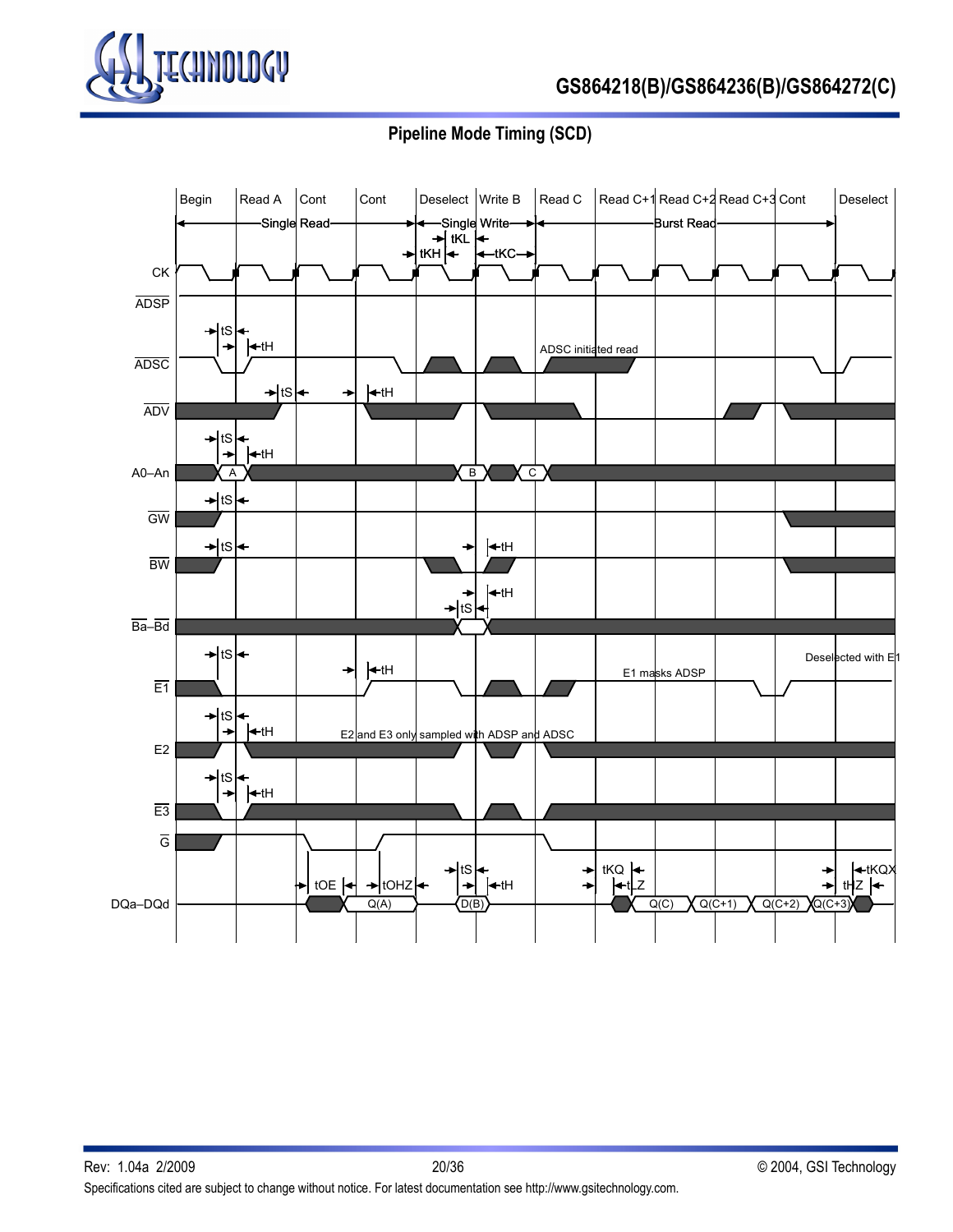## Pipeline Mode Timing (SCD)

Begin | Read A | Cont | Cont | Deselect | Write B | Read C | Read C+1 | Read C+2 | Read C+3 | Cont | Deselect

Single Read | Single Write | Burst Read

tKL | tKH | tKC

CK

$\overline{\text{ADSP}}$

$\overline{\text{ADSC}}$ — tS, tH — ADSC initiated read

$\overline{\text{ADV}}$ — tS, tH

A0–An — tS, tH — A, B, C

$\overline{\text{GW}}$ — tS

$\overline{\text{BW}}$ — tS, tH

$\overline{\text{Ba}}$–$\overline{\text{Bd}}$ — tS, tH

$\overline{\text{E1}}$ — tS, tH — E1 masks ADSP — Deselected with E1

E2 — tS, tH — E2 and E3 only sampled with ADSP and ADSC

$\overline{\text{E3}}$ — tS, tH

$\overline{\text{G}}$

DQa–DQd — tOE, tOHZ, tS, tH, tKQ, tLZ, tHZ, tKQX — Q(A), D(B), Q(C), Q(C+1), Q(C+2), Q(C+3)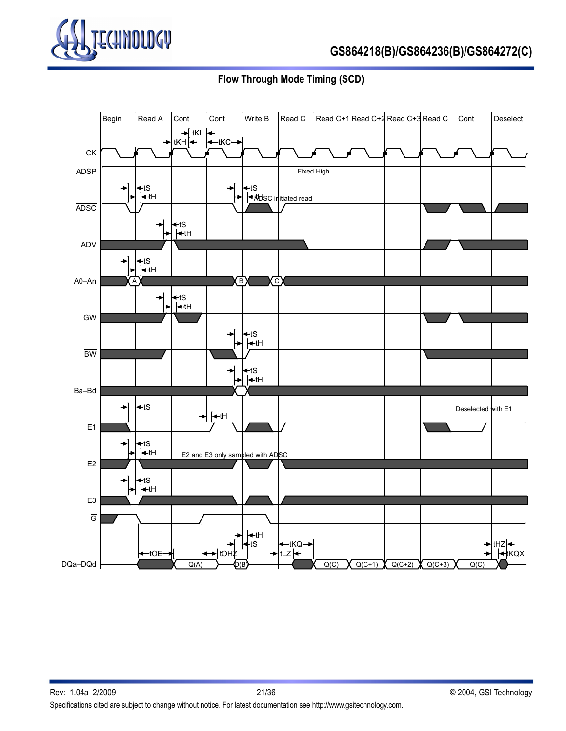## Flow Through Mode Timing (SCD)

| Begin | Read A | Cont | Cont | Write B | Read C | Read C+1 | Read C+2 | Read C+3 | Read C | Cont | Deselect |
|---|---|---|---|---|---|---|---|---|---|---|---|

Signals: CK (tKL, tKH, tKC), $\overline{ADSP}$ (Fixed High), $\overline{ADSC}$ (tS, tH; ADSC initiated read), $\overline{ADV}$ (tS, tH), A0–An (A, B, C; tS, tH), $\overline{GW}$ (tS, tH), $\overline{BW}$ (tS, tH), $\overline{Ba}$–$\overline{Bd}$ (tS, tH), $\overline{E1}$ (tS, tH; Deselected with E1), E2 (tS, tH; E2 and E3 only sampled with ADSC), $\overline{E3}$ (tS, tH), $\overline{G}$, DQa–DQd (tOE, Q(A), tOHZ, D(B), tH, tS, tKQ, tLZ, Q(C), Q(C+1), Q(C+2), Q(C+3), Q(C), tHZ, tKQX)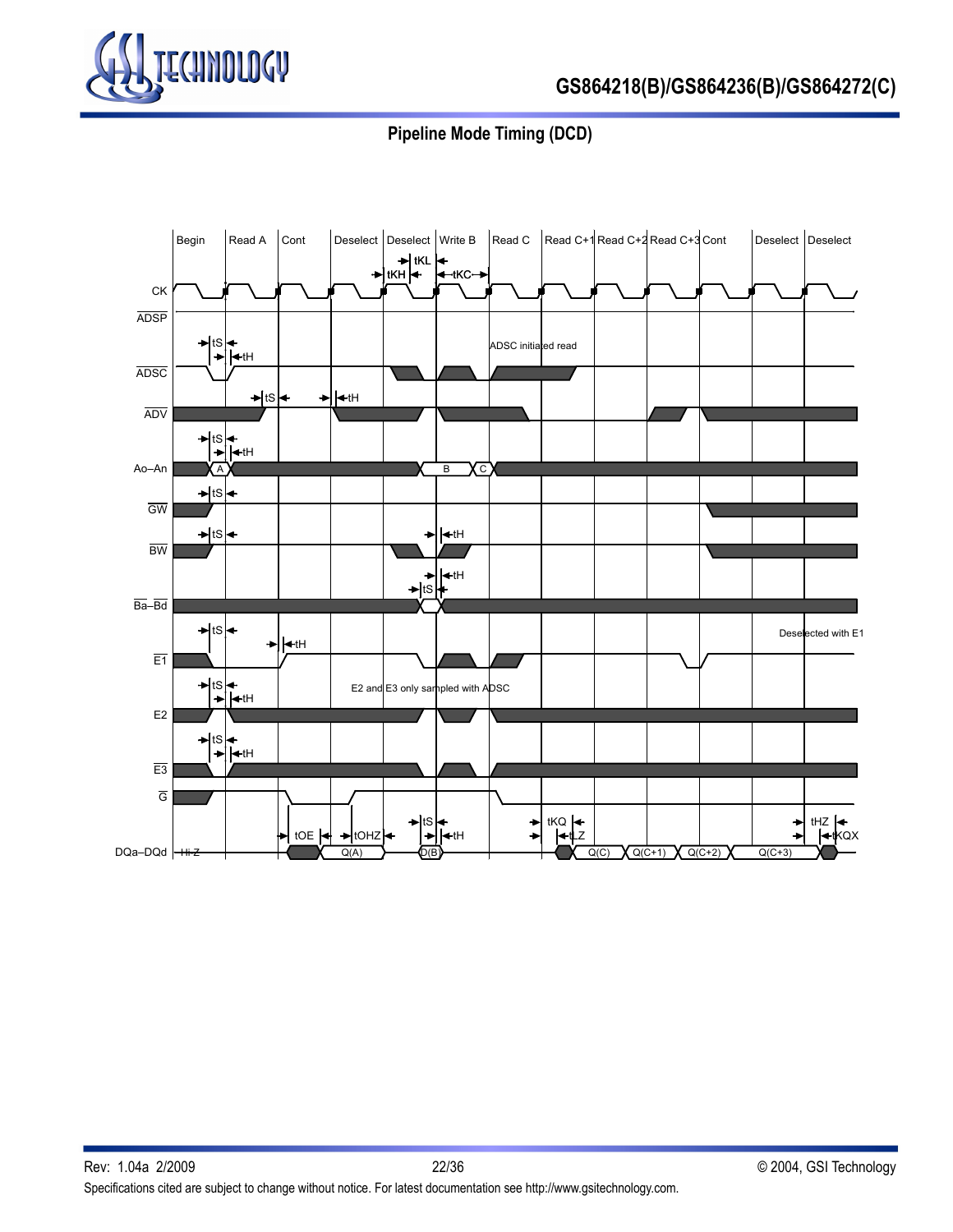## Pipeline Mode Timing (DCD)

Begin | Read A | Cont | Deselect | Deselect | Write B | Read C | Read C+1 | Read C+2 | Read C+3 | Cont | Deselect | Deselect

CK, ADSP, ADSC, ADV, Ao–An, GW, BW, Ba–Bd, E1, E2, E3, G, DQa–DQd

tKL, tKH, tKC, tS, tH, tOE, tOHZ, tKQ, tLZ, tHZ, tKQX

A, B, C

ADSC initiated read

Deselected with E1

E2 and E3 only sampled with ADSC

Hi-Z, Q(A), D(B), Q(C), Q(C+1), Q(C+2), Q(C+3)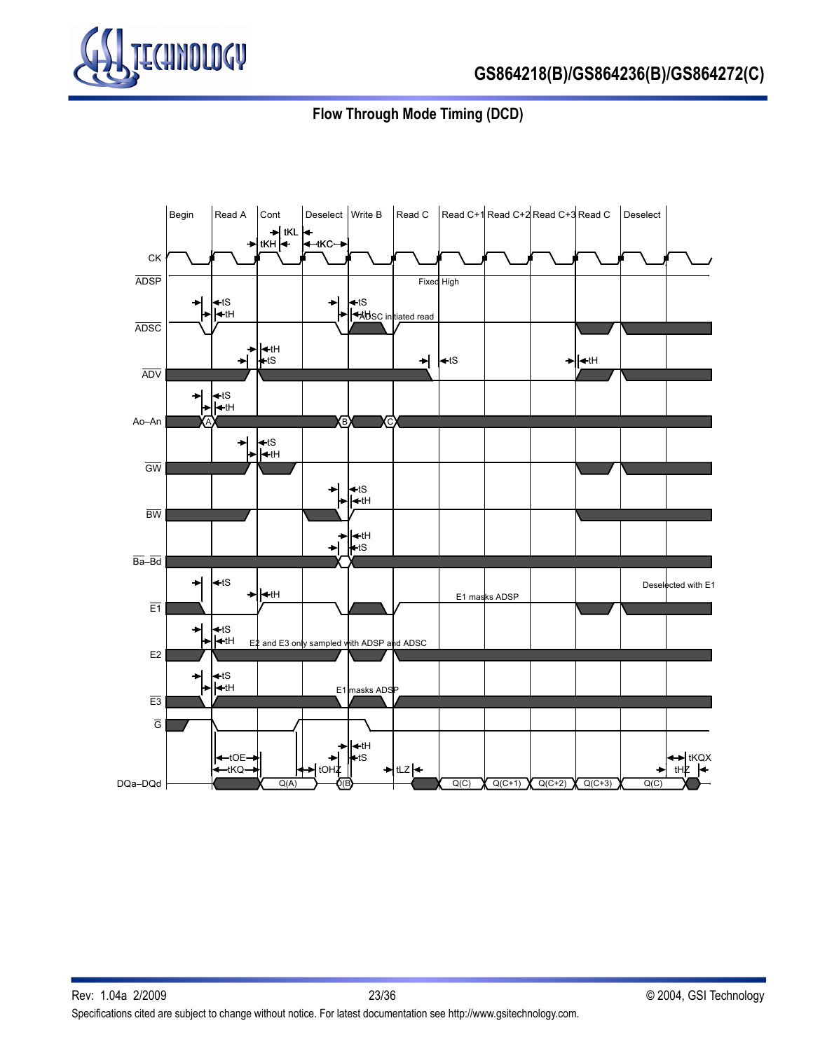## Flow Through Mode Timing (DCD)

Begin | Read A | Cont | Deselect | Write B | Read C | Read C+1 | Read C+2 | Read C+3 | Read C | Deselect

tKL, tKH, tKC

CK

ADSP — Fixed High

ADSC — tS, tH — ADSC initiated read

ADV — tH, tS, tS, tH

Ao–An — tS, tH — A, B, C

GW — tS, tH

BW — tS, tH

Ba–Bd — tH, tS

E1 — tS, tH — E1 masks ADSP — Deselected with E1

E2 — tS, tH — E2 and E3 only sampled with ADSP and ADSC

E3 — tS, tH — E1 masks ADSP

G

DQa–DQd — tOE, tKQ, tOHZ, tH, tS, tLZ, tKQX, tHZ — Q(A), D(B), Q(C), Q(C+1), Q(C+2), Q(C+3), Q(C)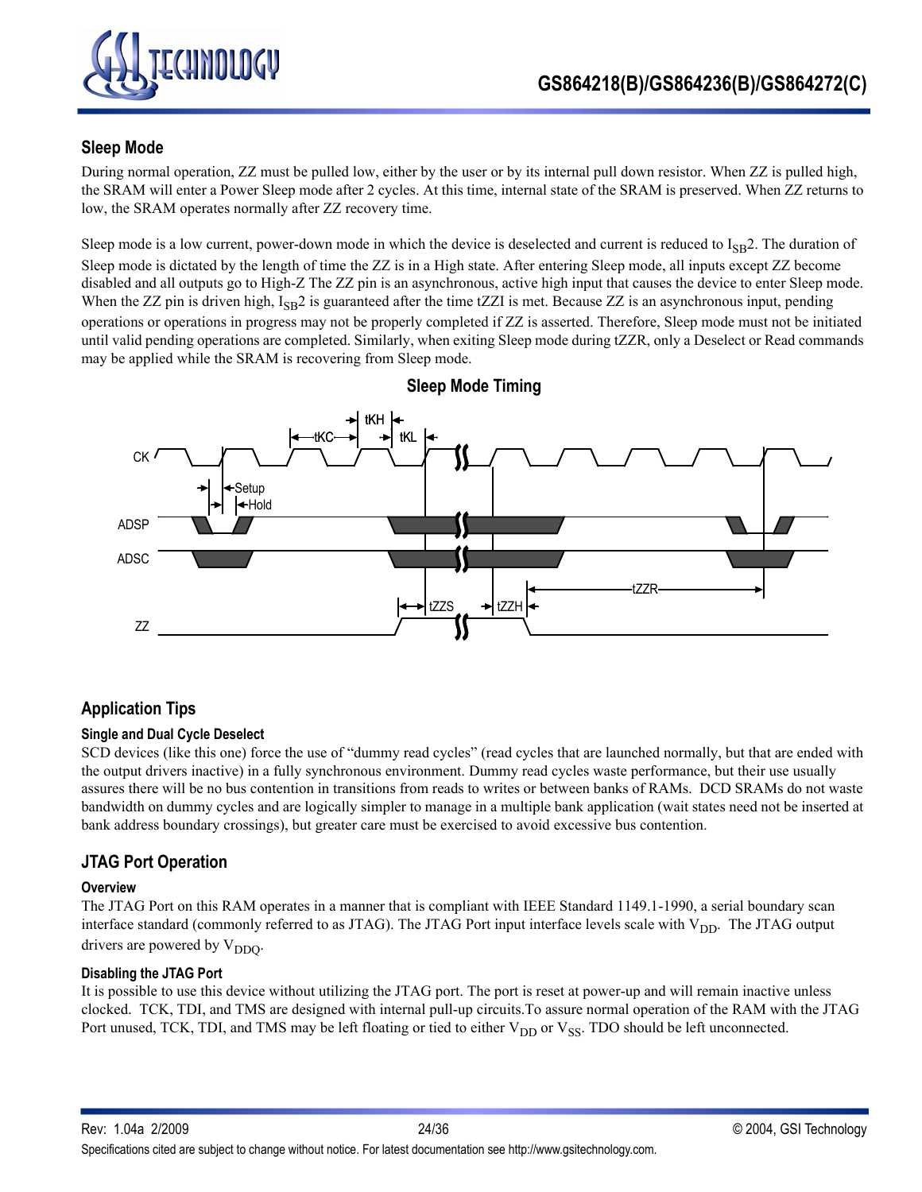## Sleep Mode

During normal operation, ZZ must be pulled low, either by the user or by its internal pull down resistor. When ZZ is pulled high, the SRAM will enter a Power Sleep mode after 2 cycles. At this time, internal state of the SRAM is preserved. When ZZ returns to low, the SRAM operates normally after ZZ recovery time.

Sleep mode is a low current, power-down mode in which the device is deselected and current is reduced to $I_{SB}2$. The duration of Sleep mode is dictated by the length of time the ZZ is in a High state. After entering Sleep mode, all inputs except ZZ become disabled and all outputs go to High-Z The ZZ pin is an asynchronous, active high input that causes the device to enter Sleep mode. When the ZZ pin is driven high, $I_{SB}2$ is guaranteed after the time tZZI is met. Because ZZ is an asynchronous input, pending operations or operations in progress may not be properly completed if ZZ is asserted. Therefore, Sleep mode must not be initiated until valid pending operations are completed. Similarly, when exiting Sleep mode during tZZR, only a Deselect or Read commands may be applied while the SRAM is recovering from Sleep mode.

### Sleep Mode Timing

tKH, tKC, tKL, CK, Setup, Hold, ADSP, ADSC, tZZS, tZZH, tZZR, ZZ

## Application Tips

### Single and Dual Cycle Deselect

SCD devices (like this one) force the use of "dummy read cycles" (read cycles that are launched normally, but that are ended with the output drivers inactive) in a fully synchronous environment. Dummy read cycles waste performance, but their use usually assures there will be no bus contention in transitions from reads to writes or between banks of RAMs. DCD SRAMs do not waste bandwidth on dummy cycles and are logically simpler to manage in a multiple bank application (wait states need not be inserted at bank address boundary crossings), but greater care must be exercised to avoid excessive bus contention.

## JTAG Port Operation

### Overview

The JTAG Port on this RAM operates in a manner that is compliant with IEEE Standard 1149.1-1990, a serial boundary scan interface standard (commonly referred to as JTAG). The JTAG Port input interface levels scale with $V_{DD}$. The JTAG output drivers are powered by $V_{DDQ}$.

### Disabling the JTAG Port

It is possible to use this device without utilizing the JTAG port. The port is reset at power-up and will remain inactive unless clocked. TCK, TDI, and TMS are designed with internal pull-up circuits.To assure normal operation of the RAM with the JTAG Port unused, TCK, TDI, and TMS may be left floating or tied to either $V_{DD}$ or $V_{SS}$. TDO should be left unconnected.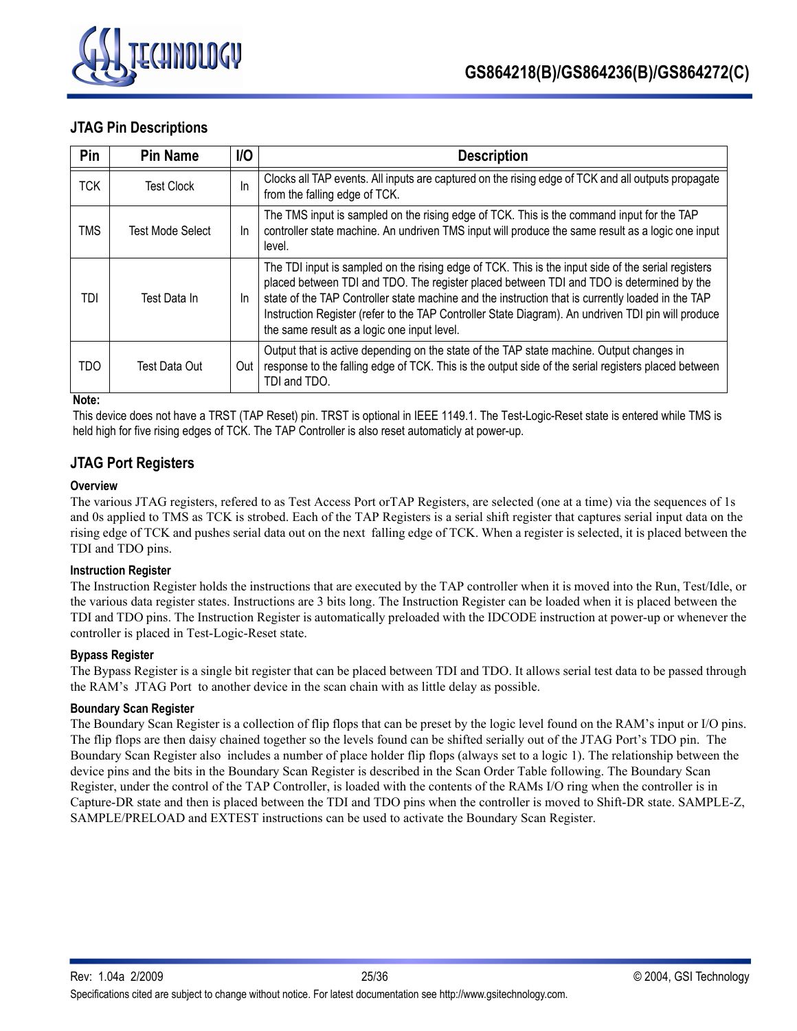## JTAG Pin Descriptions

| Pin | Pin Name | I/O | Description |
|---|---|---|---|
| TCK | Test Clock | In | Clocks all TAP events. All inputs are captured on the rising edge of TCK and all outputs propagate from the falling edge of TCK. |
| TMS | Test Mode Select | In | The TMS input is sampled on the rising edge of TCK. This is the command input for the TAP controller state machine. An undriven TMS input will produce the same result as a logic one input level. |
| TDI | Test Data In | In | The TDI input is sampled on the rising edge of TCK. This is the input side of the serial registers placed between TDI and TDO. The register placed between TDI and TDO is determined by the state of the TAP Controller state machine and the instruction that is currently loaded in the TAP Instruction Register (refer to the TAP Controller State Diagram). An undriven TDI pin will produce the same result as a logic one input level. |
| TDO | Test Data Out | Out | Output that is active depending on the state of the TAP state machine. Output changes in response to the falling edge of TCK. This is the output side of the serial registers placed between TDI and TDO. |

**Note:**

This device does not have a TRST (TAP Reset) pin. TRST is optional in IEEE 1149.1. The Test-Logic-Reset state is entered while TMS is held high for five rising edges of TCK. The TAP Controller is also reset automaticly at power-up.

## JTAG Port Registers

#### Overview

The various JTAG registers, refered to as Test Access Port orTAP Registers, are selected (one at a time) via the sequences of 1s and 0s applied to TMS as TCK is strobed. Each of the TAP Registers is a serial shift register that captures serial input data on the rising edge of TCK and pushes serial data out on the next falling edge of TCK. When a register is selected, it is placed between the TDI and TDO pins.

#### Instruction Register

The Instruction Register holds the instructions that are executed by the TAP controller when it is moved into the Run, Test/Idle, or the various data register states. Instructions are 3 bits long. The Instruction Register can be loaded when it is placed between the TDI and TDO pins. The Instruction Register is automatically preloaded with the IDCODE instruction at power-up or whenever the controller is placed in Test-Logic-Reset state.

#### Bypass Register

The Bypass Register is a single bit register that can be placed between TDI and TDO. It allows serial test data to be passed through the RAM's JTAG Port to another device in the scan chain with as little delay as possible.

#### Boundary Scan Register

The Boundary Scan Register is a collection of flip flops that can be preset by the logic level found on the RAM's input or I/O pins. The flip flops are then daisy chained together so the levels found can be shifted serially out of the JTAG Port's TDO pin. The Boundary Scan Register also includes a number of place holder flip flops (always set to a logic 1). The relationship between the device pins and the bits in the Boundary Scan Register is described in the Scan Order Table following. The Boundary Scan Register, under the control of the TAP Controller, is loaded with the contents of the RAMs I/O ring when the controller is in Capture-DR state and then is placed between the TDI and TDO pins when the controller is moved to Shift-DR state. SAMPLE-Z, SAMPLE/PRELOAD and EXTEST instructions can be used to activate the Boundary Scan Register.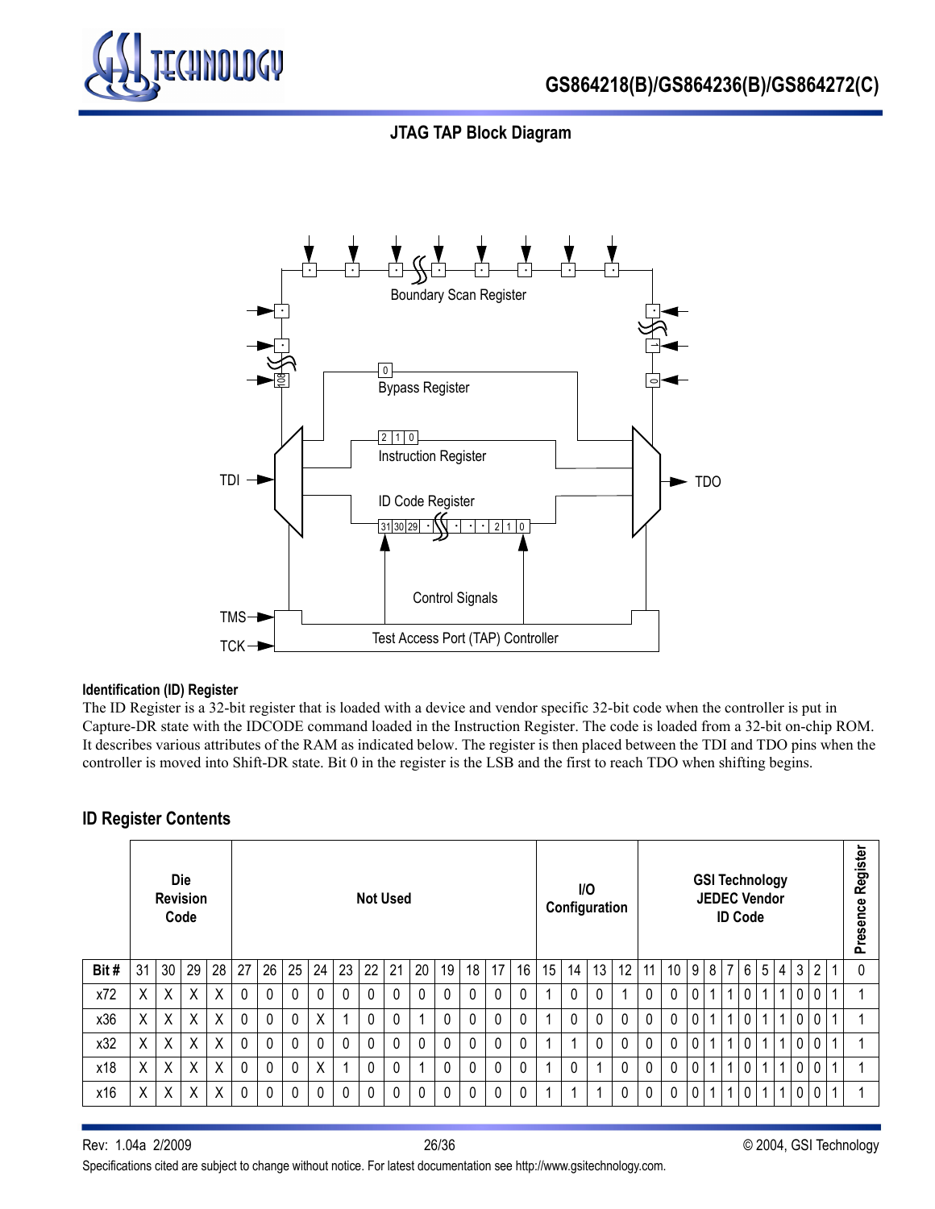## JTAG TAP Block Diagram

Boundary Scan Register

Bypass Register

Instruction Register

ID Code Register

TDI

TDO

Control Signals

TMS

TCK

Test Access Port (TAP) Controller

#### Identification (ID) Register

The ID Register is a 32-bit register that is loaded with a device and vendor specific 32-bit code when the controller is put in Capture-DR state with the IDCODE command loaded in the Instruction Register. The code is loaded from a 32-bit on-chip ROM. It describes various attributes of the RAM as indicated below. The register is then placed between the TDI and TDO pins when the controller is moved into Shift-DR state. Bit 0 in the register is the LSB and the first to reach TDO when shifting begins.

### ID Register Contents

| | Die Revision Code | | | | Not Used | | | | | | | | | | | | I/O Configuration | | | | GSI Technology JEDEC Vendor ID Code | | | | | | | | | | | Presence Register |
|---|---|---|---|---|---|---|---|---|---|---|---|---|---|---|---|---|---|---|---|---|---|---|---|---|---|---|---|---|---|---|---|---|
| **Bit #** | 31 | 30 | 29 | 28 | 27 | 26 | 25 | 24 | 23 | 22 | 21 | 20 | 19 | 18 | 17 | 16 | 15 | 14 | 13 | 12 | 11 | 10 | 9 | 8 | 7 | 6 | 5 | 4 | 3 | 2 | 1 | 0 |
| x72 | X | X | X | X | 0 | 0 | 0 | 0 | 0 | 0 | 0 | 0 | 0 | 0 | 0 | 0 | 1 | 0 | 0 | 1 | 0 | 0 | 0 | 1 | 1 | 0 | 1 | 1 | 0 | 0 | 1 | 1 |
| x36 | X | X | X | X | 0 | 0 | 0 | X | 1 | 0 | 0 | 1 | 0 | 0 | 0 | 0 | 1 | 0 | 0 | 0 | 0 | 0 | 0 | 1 | 1 | 0 | 1 | 1 | 0 | 0 | 1 | 1 |
| x32 | X | X | X | X | 0 | 0 | 0 | 0 | 0 | 0 | 0 | 0 | 0 | 0 | 0 | 0 | 1 | 1 | 0 | 0 | 0 | 0 | 0 | 1 | 1 | 0 | 1 | 1 | 0 | 0 | 1 | 1 |
| x18 | X | X | X | X | 0 | 0 | 0 | X | 1 | 0 | 0 | 1 | 0 | 0 | 0 | 0 | 1 | 0 | 1 | 0 | 0 | 0 | 0 | 1 | 1 | 0 | 1 | 1 | 0 | 0 | 1 | 1 |
| x16 | X | X | X | X | 0 | 0 | 0 | 0 | 0 | 0 | 0 | 0 | 0 | 0 | 0 | 0 | 1 | 1 | 1 | 0 | 0 | 0 | 0 | 1 | 1 | 0 | 1 | 1 | 0 | 0 | 1 | 1 |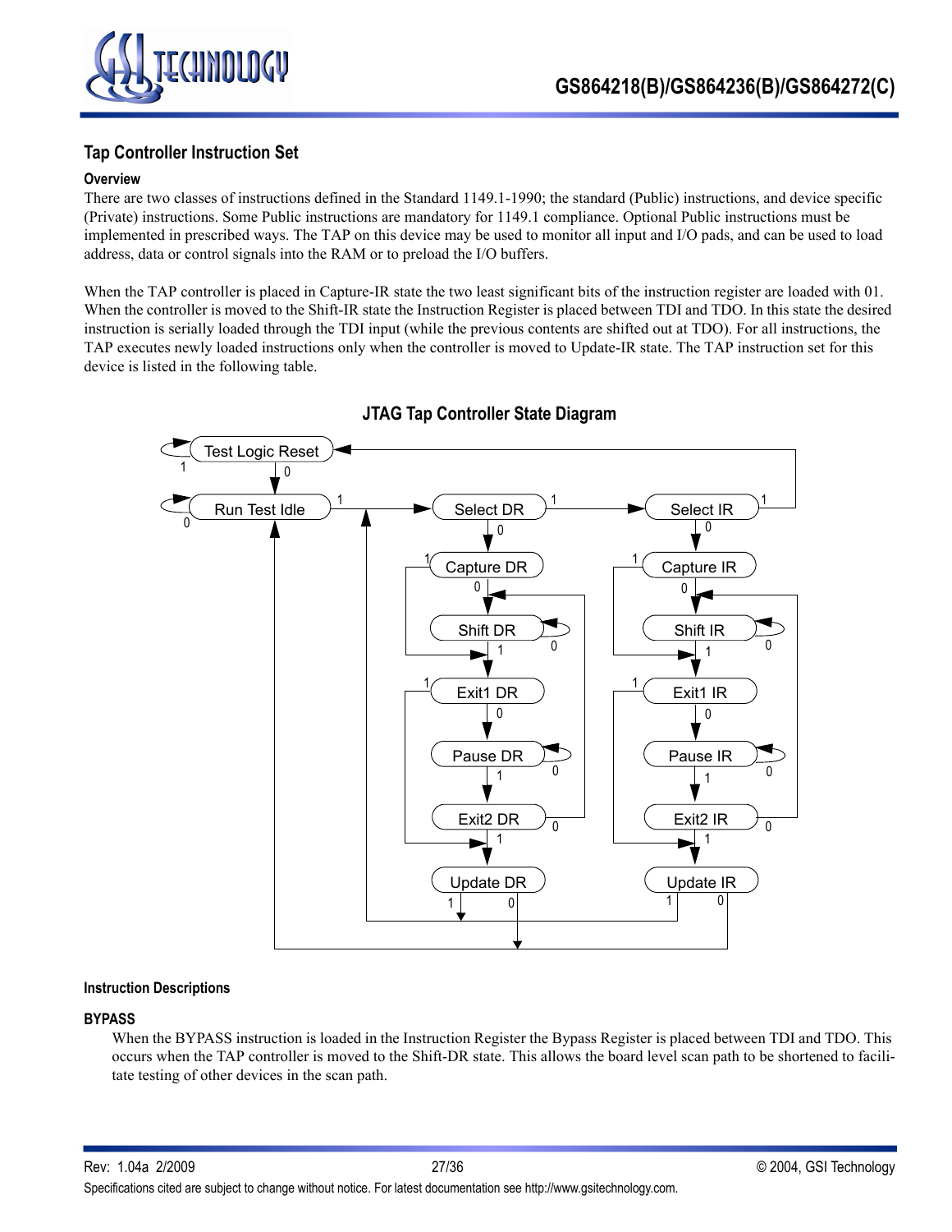## Tap Controller Instruction Set

### Overview

There are two classes of instructions defined in the Standard 1149.1-1990; the standard (Public) instructions, and device specific (Private) instructions. Some Public instructions are mandatory for 1149.1 compliance. Optional Public instructions must be implemented in prescribed ways. The TAP on this device may be used to monitor all input and I/O pads, and can be used to load address, data or control signals into the RAM or to preload the I/O buffers.

When the TAP controller is placed in Capture-IR state the two least significant bits of the instruction register are loaded with 01. When the controller is moved to the Shift-IR state the Instruction Register is placed between TDI and TDO. In this state the desired instruction is serially loaded through the TDI input (while the previous contents are shifted out at TDO). For all instructions, the TAP executes newly loaded instructions only when the controller is moved to Update-IR state. The TAP instruction set for this device is listed in the following table.

**JTAG Tap Controller State Diagram**

Test Logic Reset · Run Test Idle · Select DR · Capture DR · Shift DR · Exit1 DR · Pause DR · Exit2 DR · Update DR · Select IR · Capture IR · Shift IR · Exit1 IR · Pause IR · Exit2 IR · Update IR

### Instruction Descriptions

#### BYPASS

When the BYPASS instruction is loaded in the Instruction Register the Bypass Register is placed between TDI and TDO. This occurs when the TAP controller is moved to the Shift-DR state. This allows the board level scan path to be shortened to facilitate testing of other devices in the scan path.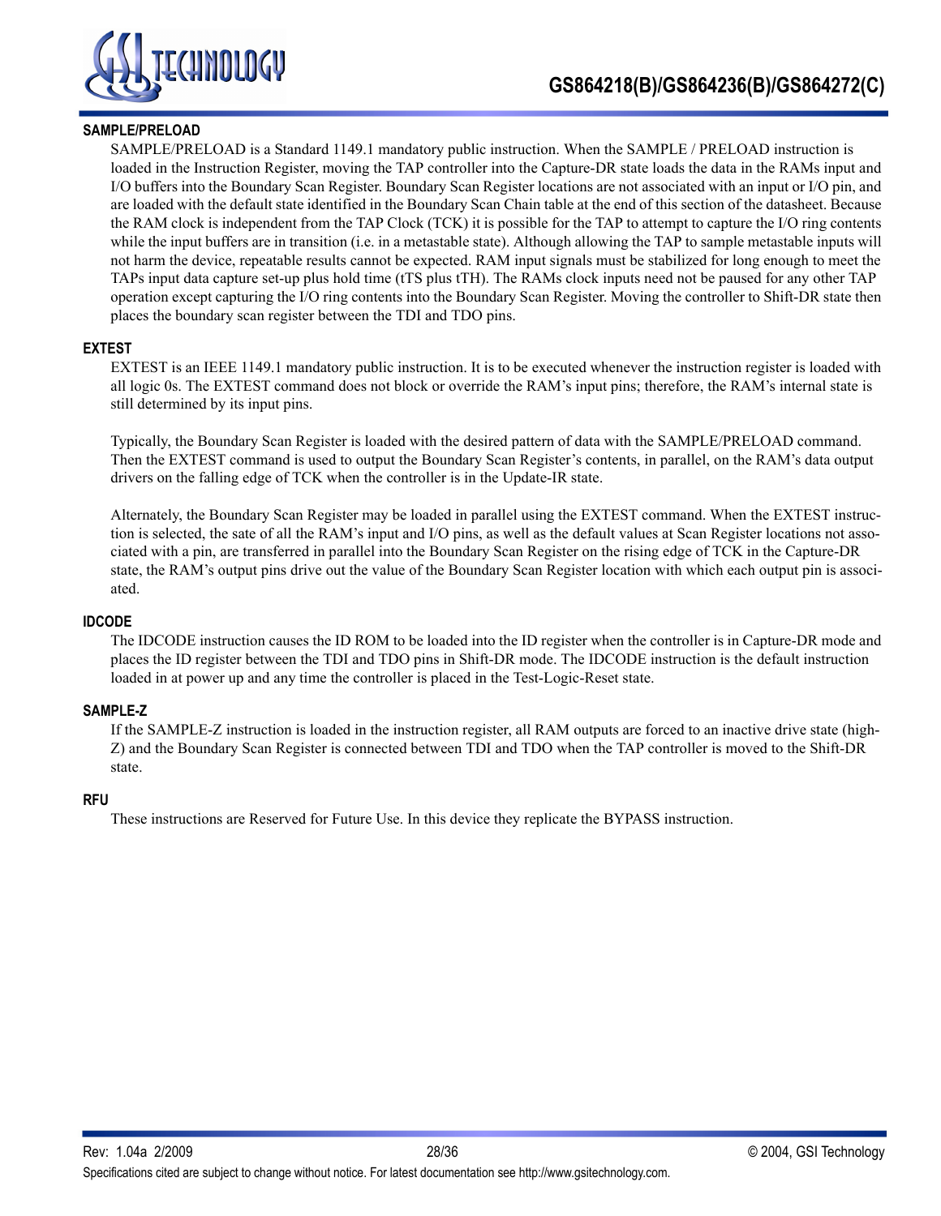#### SAMPLE/PRELOAD

SAMPLE/PRELOAD is a Standard 1149.1 mandatory public instruction. When the SAMPLE / PRELOAD instruction is loaded in the Instruction Register, moving the TAP controller into the Capture-DR state loads the data in the RAMs input and I/O buffers into the Boundary Scan Register. Boundary Scan Register locations are not associated with an input or I/O pin, and are loaded with the default state identified in the Boundary Scan Chain table at the end of this section of the datasheet. Because the RAM clock is independent from the TAP Clock (TCK) it is possible for the TAP to attempt to capture the I/O ring contents while the input buffers are in transition (i.e. in a metastable state). Although allowing the TAP to sample metastable inputs will not harm the device, repeatable results cannot be expected. RAM input signals must be stabilized for long enough to meet the TAPs input data capture set-up plus hold time (tTS plus tTH). The RAMs clock inputs need not be paused for any other TAP operation except capturing the I/O ring contents into the Boundary Scan Register. Moving the controller to Shift-DR state then places the boundary scan register between the TDI and TDO pins.

#### EXTEST

EXTEST is an IEEE 1149.1 mandatory public instruction. It is to be executed whenever the instruction register is loaded with all logic 0s. The EXTEST command does not block or override the RAM's input pins; therefore, the RAM's internal state is still determined by its input pins.

Typically, the Boundary Scan Register is loaded with the desired pattern of data with the SAMPLE/PRELOAD command. Then the EXTEST command is used to output the Boundary Scan Register's contents, in parallel, on the RAM's data output drivers on the falling edge of TCK when the controller is in the Update-IR state.

Alternately, the Boundary Scan Register may be loaded in parallel using the EXTEST command. When the EXTEST instruction is selected, the sate of all the RAM's input and I/O pins, as well as the default values at Scan Register locations not associated with a pin, are transferred in parallel into the Boundary Scan Register on the rising edge of TCK in the Capture-DR state, the RAM's output pins drive out the value of the Boundary Scan Register location with which each output pin is associated.

#### IDCODE

The IDCODE instruction causes the ID ROM to be loaded into the ID register when the controller is in Capture-DR mode and places the ID register between the TDI and TDO pins in Shift-DR mode. The IDCODE instruction is the default instruction loaded in at power up and any time the controller is placed in the Test-Logic-Reset state.

#### SAMPLE-Z

If the SAMPLE-Z instruction is loaded in the instruction register, all RAM outputs are forced to an inactive drive state (high-Z) and the Boundary Scan Register is connected between TDI and TDO when the TAP controller is moved to the Shift-DR state.

#### RFU

These instructions are Reserved for Future Use. In this device they replicate the BYPASS instruction.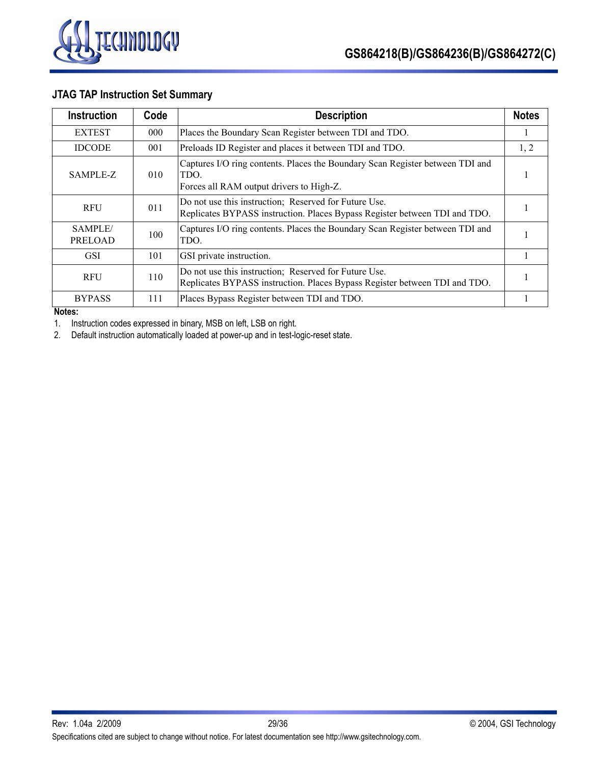### JTAG TAP Instruction Set Summary

| Instruction | Code | Description | Notes |
|---|---|---|---|
| EXTEST | 000 | Places the Boundary Scan Register between TDI and TDO. | 1 |
| IDCODE | 001 | Preloads ID Register and places it between TDI and TDO. | 1, 2 |
| SAMPLE-Z | 010 | Captures I/O ring contents. Places the Boundary Scan Register between TDI and TDO. Forces all RAM output drivers to High-Z. | 1 |
| RFU | 011 | Do not use this instruction; Reserved for Future Use. Replicates BYPASS instruction. Places Bypass Register between TDI and TDO. | 1 |
| SAMPLE/ PRELOAD | 100 | Captures I/O ring contents. Places the Boundary Scan Register between TDI and TDO. | 1 |
| GSI | 101 | GSI private instruction. | 1 |
| RFU | 110 | Do not use this instruction; Reserved for Future Use. Replicates BYPASS instruction. Places Bypass Register between TDI and TDO. | 1 |
| BYPASS | 111 | Places Bypass Register between TDI and TDO. | 1 |

**Notes:**

1. Instruction codes expressed in binary, MSB on left, LSB on right.
2. Default instruction automatically loaded at power-up and in test-logic-reset state.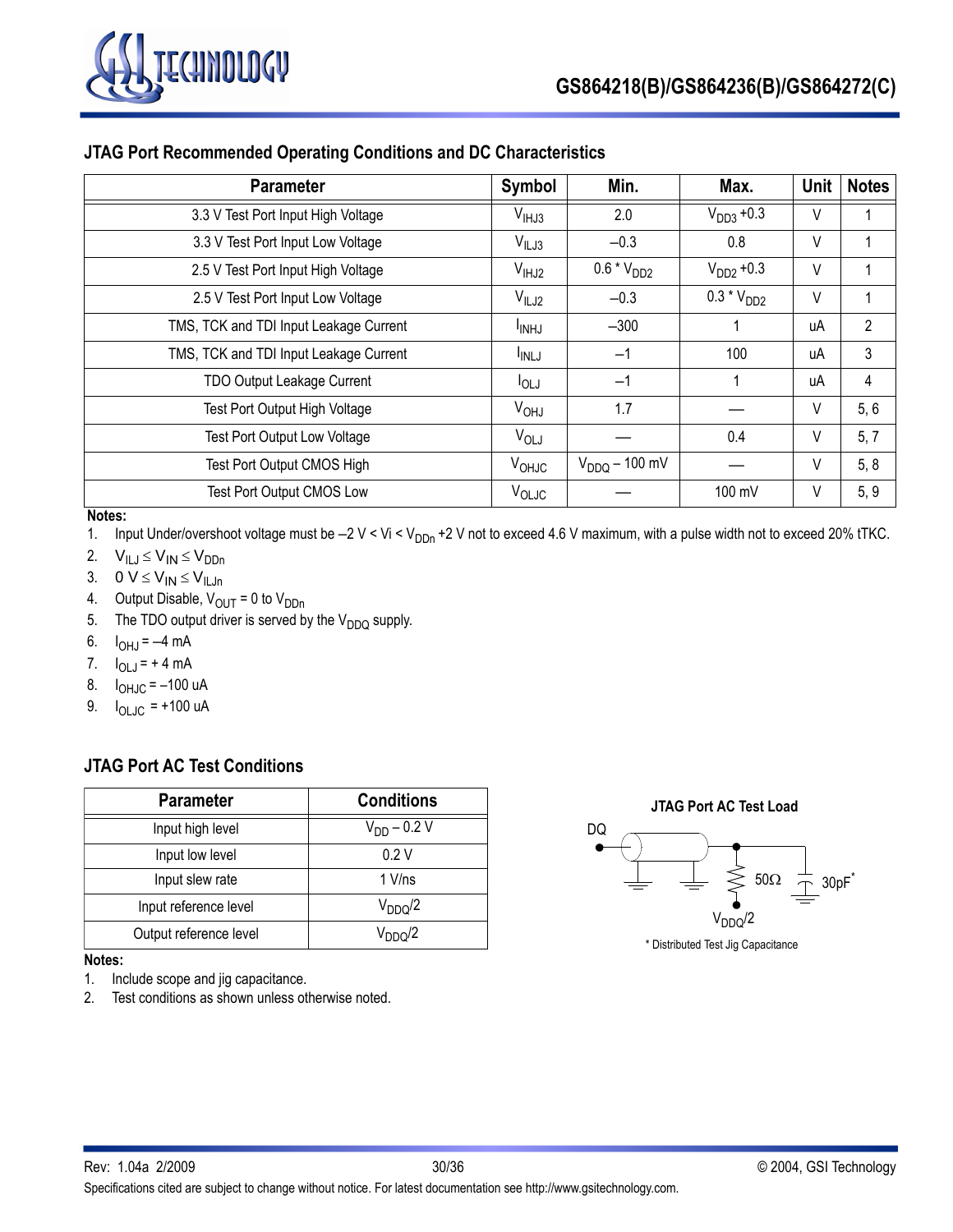## JTAG Port Recommended Operating Conditions and DC Characteristics

| Parameter | Symbol | Min. | Max. | Unit | Notes |
|---|---|---|---|---|---|
| 3.3 V Test Port Input High Voltage | $V_{IHJ3}$ | 2.0 | $V_{DD3}$ +0.3 | V | 1 |
| 3.3 V Test Port Input Low Voltage | $V_{ILJ3}$ | –0.3 | 0.8 | V | 1 |
| 2.5 V Test Port Input High Voltage | $V_{IHJ2}$ | 0.6 * $V_{DD2}$ | $V_{DD2}$ +0.3 | V | 1 |
| 2.5 V Test Port Input Low Voltage | $V_{ILJ2}$ | –0.3 | 0.3 * $V_{DD2}$ | V | 1 |
| TMS, TCK and TDI Input Leakage Current | $I_{INHJ}$ | –300 | 1 | uA | 2 |
| TMS, TCK and TDI Input Leakage Current | $I_{INLJ}$ | –1 | 100 | uA | 3 |
| TDO Output Leakage Current | $I_{OLJ}$ | –1 | 1 | uA | 4 |
| Test Port Output High Voltage | $V_{OHJ}$ | 1.7 | — | V | 5, 6 |
| Test Port Output Low Voltage | $V_{OLJ}$ | — | 0.4 | V | 5, 7 |
| Test Port Output CMOS High | $V_{OHJC}$ | $V_{DDQ}$ – 100 mV | — | V | 5, 8 |
| Test Port Output CMOS Low | $V_{OLJC}$ | — | 100 mV | V | 5, 9 |

**Notes:**

1. Input Under/overshoot voltage must be –2 V < Vi < $V_{DDn}$ +2 V not to exceed 4.6 V maximum, with a pulse width not to exceed 20% tTKC.
2. $V_{ILJ} \leq V_{IN} \leq V_{DDn}$
3. $0 \text{ V} \leq V_{IN} \leq V_{ILJn}$
4. Output Disable, $V_{OUT}$ = 0 to $V_{DDn}$
5. The TDO output driver is served by the $V_{DDQ}$ supply.
6. $I_{OHJ}$ = –4 mA
7. $I_{OLJ}$ = + 4 mA
8. $I_{OHJC}$ = –100 uA
9. $I_{OLJC}$ = +100 uA

## JTAG Port AC Test Conditions

| Parameter | Conditions |
|---|---|
| Input high level | $V_{DD}$ – 0.2 V |
| Input low level | 0.2 V |
| Input slew rate | 1 V/ns |
| Input reference level | $V_{DDQ}/2$ |
| Output reference level | $V_{DDQ}/2$ |

**Notes:**

1. Include scope and jig capacitance.
2. Test conditions as shown unless otherwise noted.

**JTAG Port AC Test Load**

DQ — 50Ω — $V_{DDQ}/2$ — 30pF*

\* Distributed Test Jig Capacitance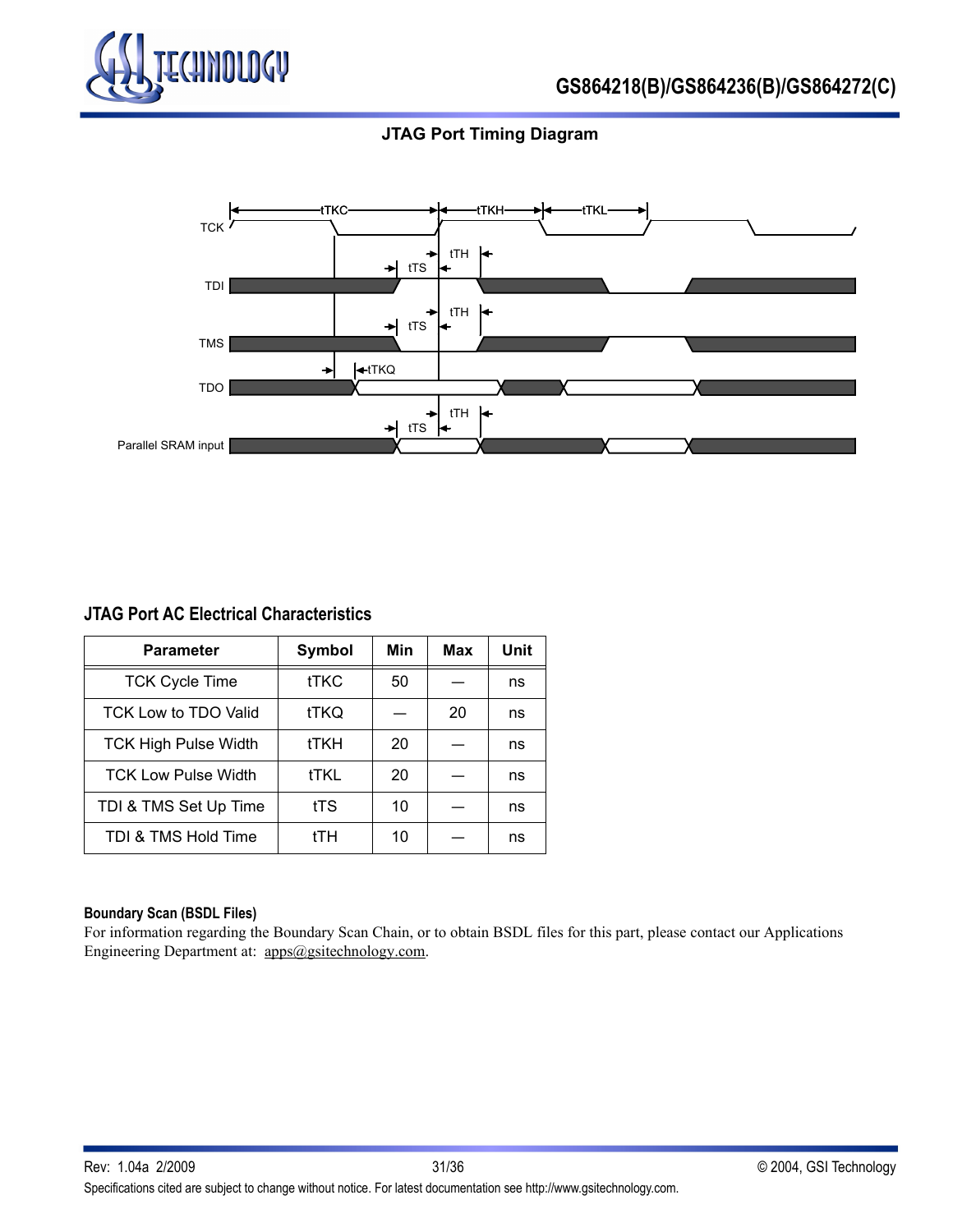## JTAG Port Timing Diagram

### JTAG Port AC Electrical Characteristics

| Parameter | Symbol | Min | Max | Unit |
|---|---|---|---|---|
| TCK Cycle Time | tTKC | 50 | — | ns |
| TCK Low to TDO Valid | tTKQ | — | 20 | ns |
| TCK High Pulse Width | tTKH | 20 | — | ns |
| TCK Low Pulse Width | tTKL | 20 | — | ns |
| TDI & TMS Set Up Time | tTS | 10 | — | ns |
| TDI & TMS Hold Time | tTH | 10 | — | ns |

**Boundary Scan (BSDL Files)**

For information regarding the Boundary Scan Chain, or to obtain BSDL files for this part, please contact our Applications Engineering Department at: apps@gsitechnology.com.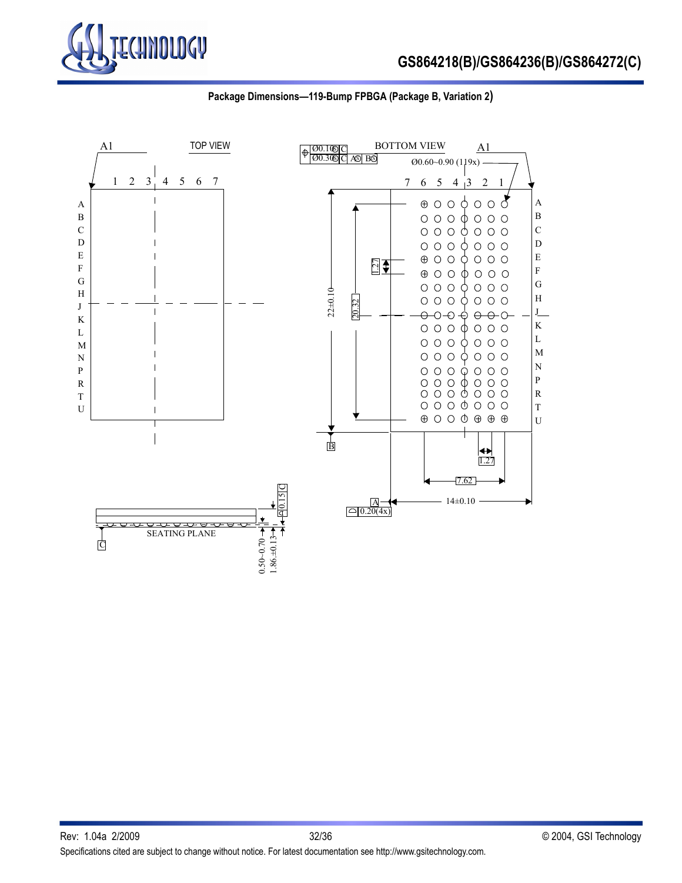### Package Dimensions—119-Bump FPBGA (Package B, Variation 2)

A1

TOP VIEW

1 2 3 4 5 6 7

A B C D E F G H J K L M N P R T U

BOTTOM VIEW

A1

Ø0.10 Ⓢ C
Ø0.30 Ⓢ C AⓈ BⓈ

Ø0.60~0.90 (119x)

7 6 5 4 3 2 1

A B C D E F G H J K L M N P R T U

1.27

22±0.10

20.32

B

1.27

7.62

A

0.20(4x)

14±0.10

0.15 C

SEATING PLANE

C

0.50~0.70

1.86 ±0.13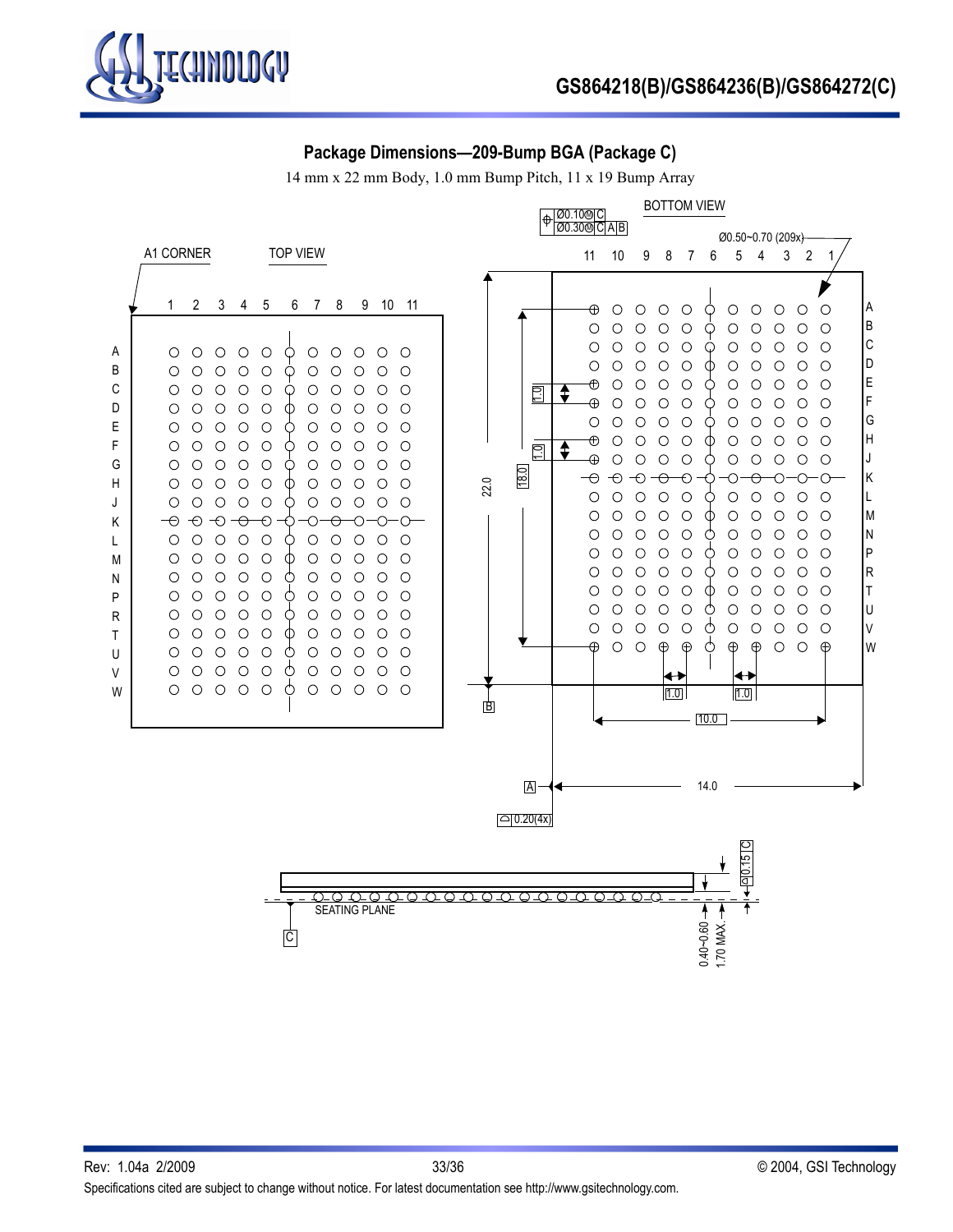## Package Dimensions—209-Bump BGA (Package C)

14 mm x 22 mm Body, 1.0 mm Bump Pitch, 11 x 19 Bump Array

A1 CORNER

TOP VIEW

BOTTOM VIEW

Ø0.10Ⓜ C
Ø0.30Ⓜ C A B

Ø0.50~0.70 (209x)

22.0

18.0

1.0

1.0

1.0

1.0

10.0

14.0

A

B

0.20(4x)

0.15 C

SEATING PLANE

C

0.40~0.60

1.70 MAX.

Specifications cited are subject to change without notice. For latest documentation see http://www.gsitechnology.com.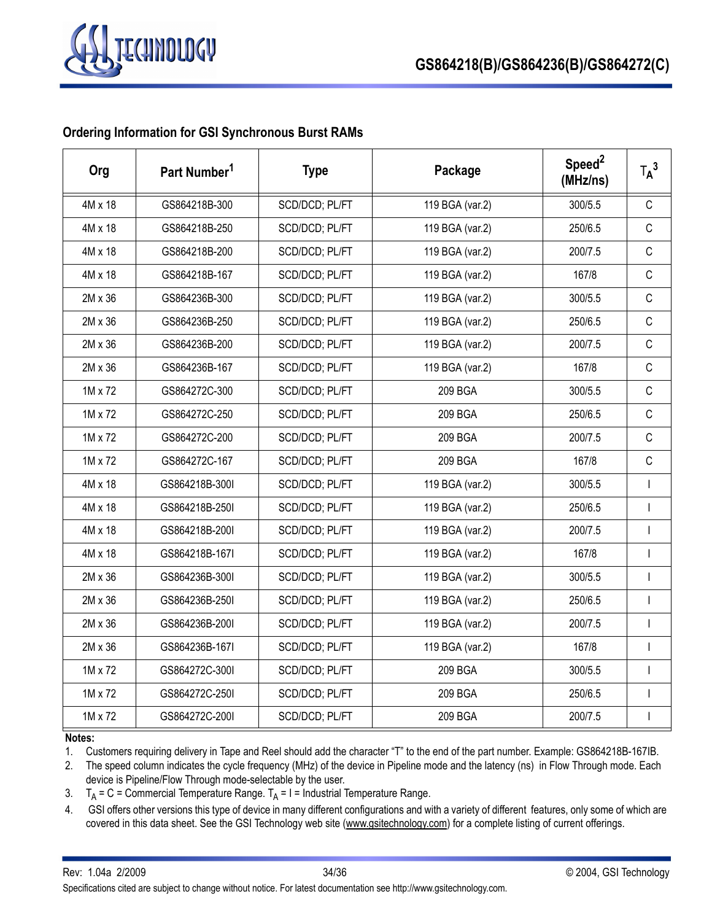## Ordering Information for GSI Synchronous Burst RAMs

| Org | Part Number[1] | Type | Package | Speed[2] (MHz/ns) | $T_A$[3] |
|---|---|---|---|---|---|
| 4M x 18 | GS864218B-300 | SCD/DCD; PL/FT | 119 BGA (var.2) | 300/5.5 | C |
| 4M x 18 | GS864218B-250 | SCD/DCD; PL/FT | 119 BGA (var.2) | 250/6.5 | C |
| 4M x 18 | GS864218B-200 | SCD/DCD; PL/FT | 119 BGA (var.2) | 200/7.5 | C |
| 4M x 18 | GS864218B-167 | SCD/DCD; PL/FT | 119 BGA (var.2) | 167/8 | C |
| 2M x 36 | GS864236B-300 | SCD/DCD; PL/FT | 119 BGA (var.2) | 300/5.5 | C |
| 2M x 36 | GS864236B-250 | SCD/DCD; PL/FT | 119 BGA (var.2) | 250/6.5 | C |
| 2M x 36 | GS864236B-200 | SCD/DCD; PL/FT | 119 BGA (var.2) | 200/7.5 | C |
| 2M x 36 | GS864236B-167 | SCD/DCD; PL/FT | 119 BGA (var.2) | 167/8 | C |
| 1M x 72 | GS864272C-300 | SCD/DCD; PL/FT | 209 BGA | 300/5.5 | C |
| 1M x 72 | GS864272C-250 | SCD/DCD; PL/FT | 209 BGA | 250/6.5 | C |
| 1M x 72 | GS864272C-200 | SCD/DCD; PL/FT | 209 BGA | 200/7.5 | C |
| 1M x 72 | GS864272C-167 | SCD/DCD; PL/FT | 209 BGA | 167/8 | C |
| 4M x 18 | GS864218B-300I | SCD/DCD; PL/FT | 119 BGA (var.2) | 300/5.5 | I |
| 4M x 18 | GS864218B-250I | SCD/DCD; PL/FT | 119 BGA (var.2) | 250/6.5 | I |
| 4M x 18 | GS864218B-200I | SCD/DCD; PL/FT | 119 BGA (var.2) | 200/7.5 | I |
| 4M x 18 | GS864218B-167I | SCD/DCD; PL/FT | 119 BGA (var.2) | 167/8 | I |
| 2M x 36 | GS864236B-300I | SCD/DCD; PL/FT | 119 BGA (var.2) | 300/5.5 | I |
| 2M x 36 | GS864236B-250I | SCD/DCD; PL/FT | 119 BGA (var.2) | 250/6.5 | I |
| 2M x 36 | GS864236B-200I | SCD/DCD; PL/FT | 119 BGA (var.2) | 200/7.5 | I |
| 2M x 36 | GS864236B-167I | SCD/DCD; PL/FT | 119 BGA (var.2) | 167/8 | I |
| 1M x 72 | GS864272C-300I | SCD/DCD; PL/FT | 209 BGA | 300/5.5 | I |
| 1M x 72 | GS864272C-250I | SCD/DCD; PL/FT | 209 BGA | 250/6.5 | I |
| 1M x 72 | GS864272C-200I | SCD/DCD; PL/FT | 209 BGA | 200/7.5 | I |

**Notes:**

1. Customers requiring delivery in Tape and Reel should add the character "T" to the end of the part number. Example: GS864218B-167IB.
2. The speed column indicates the cycle frequency (MHz) of the device in Pipeline mode and the latency (ns) in Flow Through mode. Each device is Pipeline/Flow Through mode-selectable by the user.
3. $T_A$ = C = Commercial Temperature Range. $T_A$ = I = Industrial Temperature Range.
4. GSI offers other versions this type of device in many different configurations and with a variety of different features, only some of which are covered in this data sheet. See the GSI Technology web site (www.gsitechnology.com) for a complete listing of current offerings.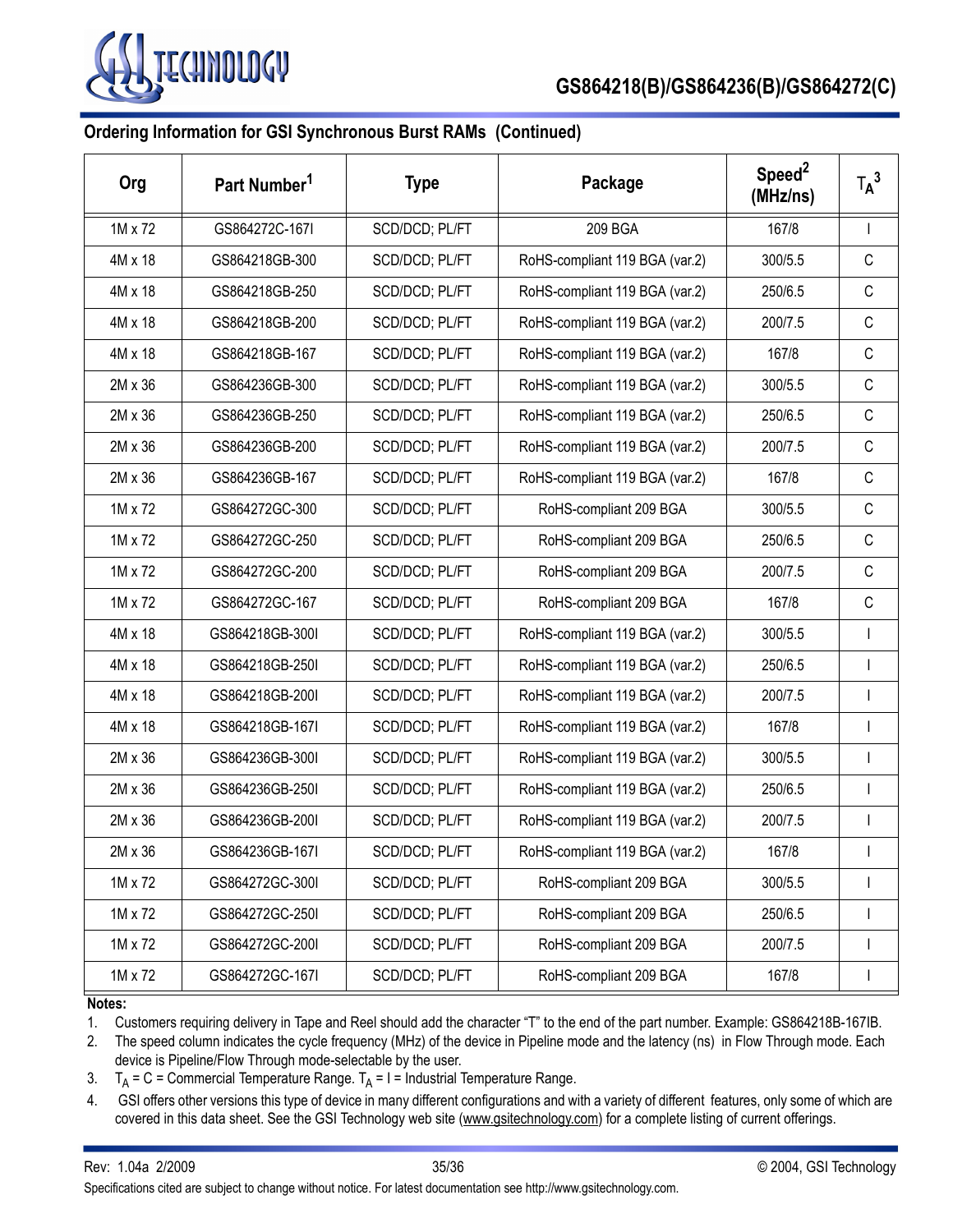## Ordering Information for GSI Synchronous Burst RAMs (Continued)

| Org | Part Number[1] | Type | Package | Speed[2] (MHz/ns) | $T_A$[3] |
|---|---|---|---|---|---|
| 1M x 72 | GS864272C-167I | SCD/DCD; PL/FT | 209 BGA | 167/8 | I |
| 4M x 18 | GS864218GB-300 | SCD/DCD; PL/FT | RoHS-compliant 119 BGA (var.2) | 300/5.5 | C |
| 4M x 18 | GS864218GB-250 | SCD/DCD; PL/FT | RoHS-compliant 119 BGA (var.2) | 250/6.5 | C |
| 4M x 18 | GS864218GB-200 | SCD/DCD; PL/FT | RoHS-compliant 119 BGA (var.2) | 200/7.5 | C |
| 4M x 18 | GS864218GB-167 | SCD/DCD; PL/FT | RoHS-compliant 119 BGA (var.2) | 167/8 | C |
| 2M x 36 | GS864236GB-300 | SCD/DCD; PL/FT | RoHS-compliant 119 BGA (var.2) | 300/5.5 | C |
| 2M x 36 | GS864236GB-250 | SCD/DCD; PL/FT | RoHS-compliant 119 BGA (var.2) | 250/6.5 | C |
| 2M x 36 | GS864236GB-200 | SCD/DCD; PL/FT | RoHS-compliant 119 BGA (var.2) | 200/7.5 | C |
| 2M x 36 | GS864236GB-167 | SCD/DCD; PL/FT | RoHS-compliant 119 BGA (var.2) | 167/8 | C |
| 1M x 72 | GS864272GC-300 | SCD/DCD; PL/FT | RoHS-compliant 209 BGA | 300/5.5 | C |
| 1M x 72 | GS864272GC-250 | SCD/DCD; PL/FT | RoHS-compliant 209 BGA | 250/6.5 | C |
| 1M x 72 | GS864272GC-200 | SCD/DCD; PL/FT | RoHS-compliant 209 BGA | 200/7.5 | C |
| 1M x 72 | GS864272GC-167 | SCD/DCD; PL/FT | RoHS-compliant 209 BGA | 167/8 | C |
| 4M x 18 | GS864218GB-300I | SCD/DCD; PL/FT | RoHS-compliant 119 BGA (var.2) | 300/5.5 | I |
| 4M x 18 | GS864218GB-250I | SCD/DCD; PL/FT | RoHS-compliant 119 BGA (var.2) | 250/6.5 | I |
| 4M x 18 | GS864218GB-200I | SCD/DCD; PL/FT | RoHS-compliant 119 BGA (var.2) | 200/7.5 | I |
| 4M x 18 | GS864218GB-167I | SCD/DCD; PL/FT | RoHS-compliant 119 BGA (var.2) | 167/8 | I |
| 2M x 36 | GS864236GB-300I | SCD/DCD; PL/FT | RoHS-compliant 119 BGA (var.2) | 300/5.5 | I |
| 2M x 36 | GS864236GB-250I | SCD/DCD; PL/FT | RoHS-compliant 119 BGA (var.2) | 250/6.5 | I |
| 2M x 36 | GS864236GB-200I | SCD/DCD; PL/FT | RoHS-compliant 119 BGA (var.2) | 200/7.5 | I |
| 2M x 36 | GS864236GB-167I | SCD/DCD; PL/FT | RoHS-compliant 119 BGA (var.2) | 167/8 | I |
| 1M x 72 | GS864272GC-300I | SCD/DCD; PL/FT | RoHS-compliant 209 BGA | 300/5.5 | I |
| 1M x 72 | GS864272GC-250I | SCD/DCD; PL/FT | RoHS-compliant 209 BGA | 250/6.5 | I |
| 1M x 72 | GS864272GC-200I | SCD/DCD; PL/FT | RoHS-compliant 209 BGA | 200/7.5 | I |
| 1M x 72 | GS864272GC-167I | SCD/DCD; PL/FT | RoHS-compliant 209 BGA | 167/8 | I |

**Notes:**

1. Customers requiring delivery in Tape and Reel should add the character “T” to the end of the part number. Example: GS864218B-167IB.
2. The speed column indicates the cycle frequency (MHz) of the device in Pipeline mode and the latency (ns) in Flow Through mode. Each device is Pipeline/Flow Through mode-selectable by the user.
3. $T_A$ = C = Commercial Temperature Range. $T_A$ = I = Industrial Temperature Range.
4. GSI offers other versions this type of device in many different configurations and with a variety of different features, only some of which are covered in this data sheet. See the GSI Technology web site (www.gsitechnology.com) for a complete listing of current offerings.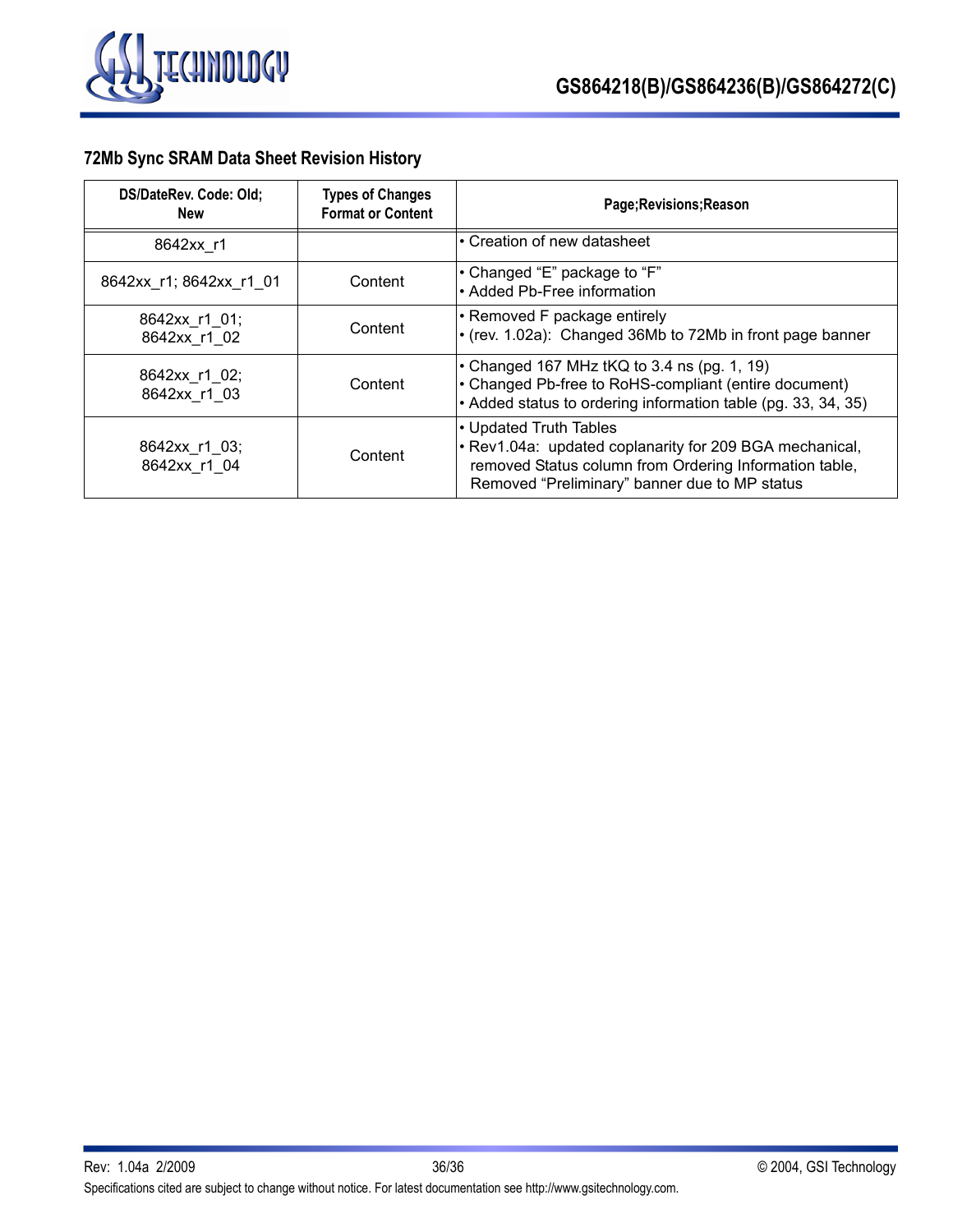## 72Mb Sync SRAM Data Sheet Revision History

| DS/DateRev. Code: Old; New | Types of Changes Format or Content | Page;Revisions;Reason |
|---|---|---|
| 8642xx_r1 | | • Creation of new datasheet |
| 8642xx_r1; 8642xx_r1_01 | Content | • Changed “E” package to “F”<br>• Added Pb-Free information |
| 8642xx_r1_01; 8642xx_r1_02 | Content | • Removed F package entirely<br>• (rev. 1.02a): Changed 36Mb to 72Mb in front page banner |
| 8642xx_r1_02; 8642xx_r1_03 | Content | • Changed 167 MHz tKQ to 3.4 ns (pg. 1, 19)<br>• Changed Pb-free to RoHS-compliant (entire document)<br>• Added status to ordering information table (pg. 33, 34, 35) |
| 8642xx_r1_03; 8642xx_r1_04 | Content | • Updated Truth Tables<br>• Rev1.04a: updated coplanarity for 209 BGA mechanical, removed Status column from Ordering Information table, Removed “Preliminary” banner due to MP status |